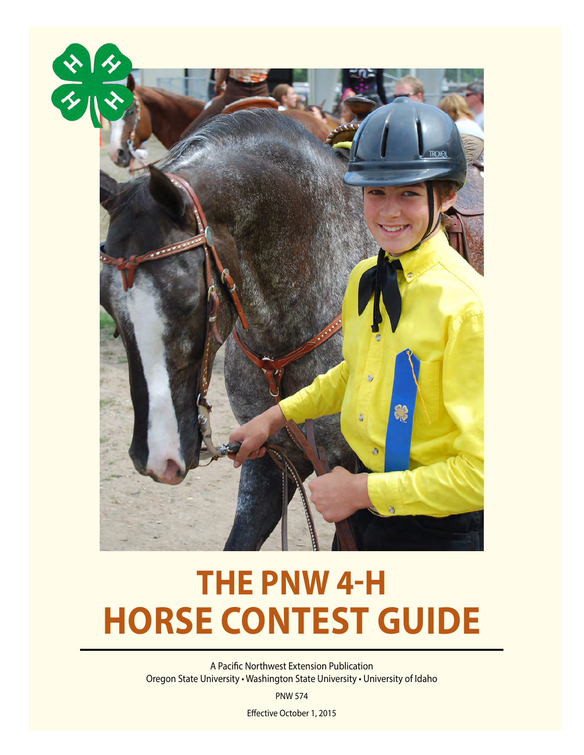# THE PNW 4-H HORSE CONTEST GUIDE

A Pacific Northwest Extension Publication
Oregon State University • Washington State University • University of Idaho

PNW 574

Effective October 1, 2015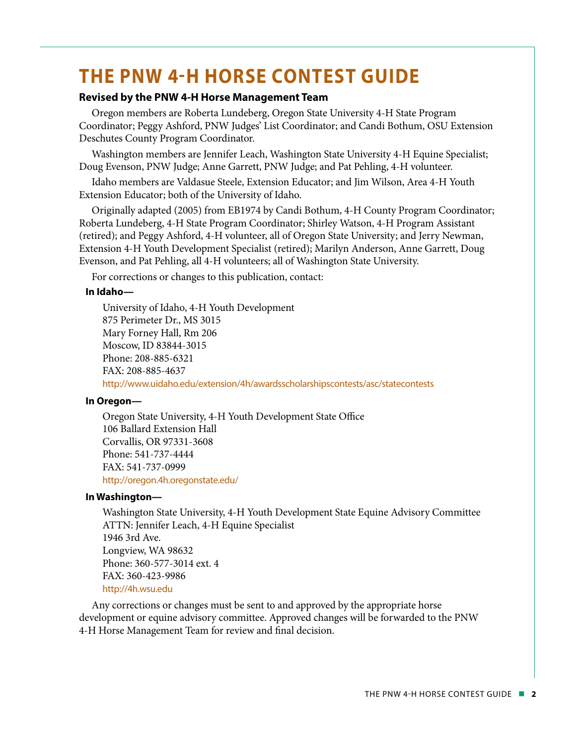# THE PNW 4-H HORSE CONTEST GUIDE

**Revised by the PNW 4-H Horse Management Team**

Oregon members are Roberta Lundeberg, Oregon State University 4-H State Program Coordinator; Peggy Ashford, PNW Judges' List Coordinator; and Candi Bothum, OSU Extension Deschutes County Program Coordinator.

Washington members are Jennifer Leach, Washington State University 4-H Equine Specialist; Doug Evenson, PNW Judge; Anne Garrett, PNW Judge; and Pat Pehling, 4-H volunteer.

Idaho members are Valdasue Steele, Extension Educator; and Jim Wilson, Area 4-H Youth Extension Educator; both of the University of Idaho.

Originally adapted (2005) from EB1974 by Candi Bothum, 4-H County Program Coordinator; Roberta Lundeberg, 4-H State Program Coordinator; Shirley Watson, 4-H Program Assistant (retired); and Peggy Ashford, 4-H volunteer, all of Oregon State University; and Jerry Newman, Extension 4-H Youth Development Specialist (retired); Marilyn Anderson, Anne Garrett, Doug Evenson, and Pat Pehling, all 4-H volunteers; all of Washington State University.

For corrections or changes to this publication, contact:

**In Idaho—**

University of Idaho, 4-H Youth Development
875 Perimeter Dr., MS 3015
Mary Forney Hall, Rm 206
Moscow, ID 83844-3015
Phone: 208-885-6321
FAX: 208-885-4637
http://www.uidaho.edu/extension/4h/awardsscholarshipscontests/asc/statecontests

**In Oregon—**

Oregon State University, 4-H Youth Development State Office
106 Ballard Extension Hall
Corvallis, OR 97331-3608
Phone: 541-737-4444
FAX: 541-737-0999
http://oregon.4h.oregonstate.edu/

**In Washington—**

Washington State University, 4-H Youth Development State Equine Advisory Committee
ATTN: Jennifer Leach, 4-H Equine Specialist
1946 3rd Ave.
Longview, WA 98632
Phone: 360-577-3014 ext. 4
FAX: 360-423-9986
http://4h.wsu.edu

Any corrections or changes must be sent to and approved by the appropriate horse development or equine advisory committee. Approved changes will be forwarded to the PNW 4-H Horse Management Team for review and final decision.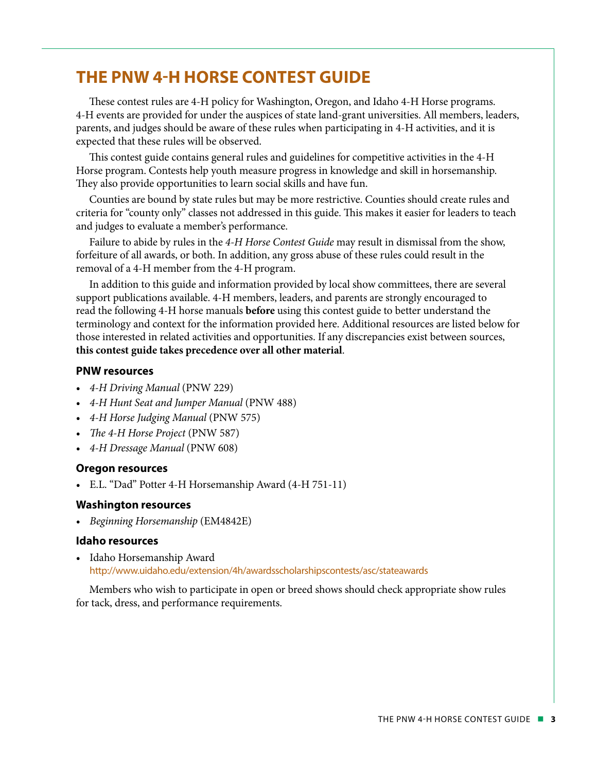# THE PNW 4-H HORSE CONTEST GUIDE

These contest rules are 4-H policy for Washington, Oregon, and Idaho 4-H Horse programs. 4-H events are provided for under the auspices of state land-grant universities. All members, leaders, parents, and judges should be aware of these rules when participating in 4-H activities, and it is expected that these rules will be observed.

This contest guide contains general rules and guidelines for competitive activities in the 4-H Horse program. Contests help youth measure progress in knowledge and skill in horsemanship. They also provide opportunities to learn social skills and have fun.

Counties are bound by state rules but may be more restrictive. Counties should create rules and criteria for "county only" classes not addressed in this guide. This makes it easier for leaders to teach and judges to evaluate a member's performance.

Failure to abide by rules in the *4-H Horse Contest Guide* may result in dismissal from the show, forfeiture of all awards, or both. In addition, any gross abuse of these rules could result in the removal of a 4-H member from the 4-H program.

In addition to this guide and information provided by local show committees, there are several support publications available. 4-H members, leaders, and parents are strongly encouraged to read the following 4-H horse manuals **before** using this contest guide to better understand the terminology and context for the information provided here. Additional resources are listed below for those interested in related activities and opportunities. If any discrepancies exist between sources, **this contest guide takes precedence over all other material**.

### PNW resources

- *4-H Driving Manual* (PNW 229)
- *4-H Hunt Seat and Jumper Manual* (PNW 488)
- *4-H Horse Judging Manual* (PNW 575)
- *The 4-H Horse Project* (PNW 587)
- *4-H Dressage Manual* (PNW 608)

### Oregon resources

- E.L. "Dad" Potter 4-H Horsemanship Award (4-H 751-11)

### Washington resources

- *Beginning Horsemanship* (EM4842E)

### Idaho resources

- Idaho Horsemanship Award
  http://www.uidaho.edu/extension/4h/awardsscholarshipscontests/asc/stateawards

Members who wish to participate in open or breed shows should check appropriate show rules for tack, dress, and performance requirements.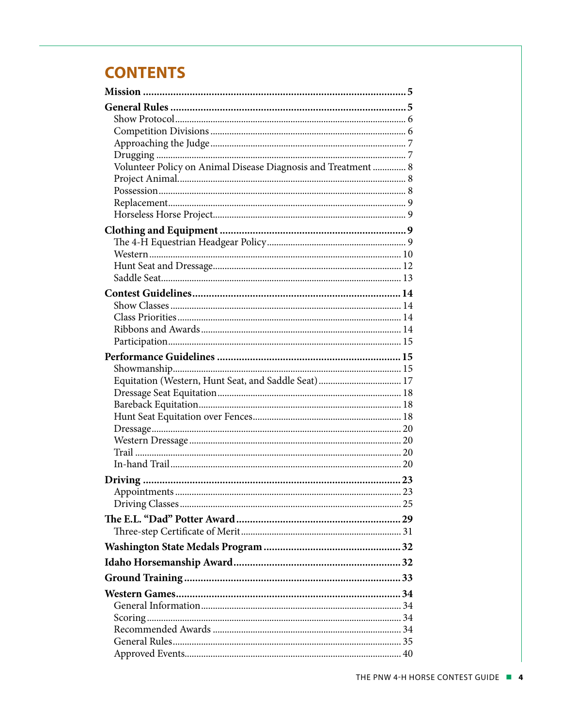# CONTENTS

**Mission** ..... 5

**General Rules** ..... 5

- Show Protocol ..... 6
- Competition Divisions ..... 6
- Approaching the Judge ..... 7
- Drugging ..... 7
- Volunteer Policy on Animal Disease Diagnosis and Treatment ..... 8
- Project Animal ..... 8
- Possession ..... 8
- Replacement ..... 9
- Horseless Horse Project ..... 9

**Clothing and Equipment** ..... 9

- The 4-H Equestrian Headgear Policy ..... 9
- Western ..... 10
- Hunt Seat and Dressage ..... 12
- Saddle Seat ..... 13

**Contest Guidelines** ..... 14

- Show Classes ..... 14
- Class Priorities ..... 14
- Ribbons and Awards ..... 14
- Participation ..... 15

**Performance Guidelines** ..... 15

- Showmanship ..... 15
- Equitation (Western, Hunt Seat, and Saddle Seat) ..... 17
- Dressage Seat Equitation ..... 18
- Bareback Equitation ..... 18
- Hunt Seat Equitation over Fences ..... 18
- Dressage ..... 20
- Western Dressage ..... 20
- Trail ..... 20
- In-hand Trail ..... 20

**Driving** ..... 23

- Appointments ..... 23
- Driving Classes ..... 25

**The E.L. "Dad" Potter Award** ..... 29

- Three-step Certificate of Merit ..... 31

**Washington State Medals Program** ..... 32

**Idaho Horsemanship Award** ..... 32

**Ground Training** ..... 33

**Western Games** ..... 34

- General Information ..... 34
- Scoring ..... 34
- Recommended Awards ..... 34
- General Rules ..... 35
- Approved Events ..... 40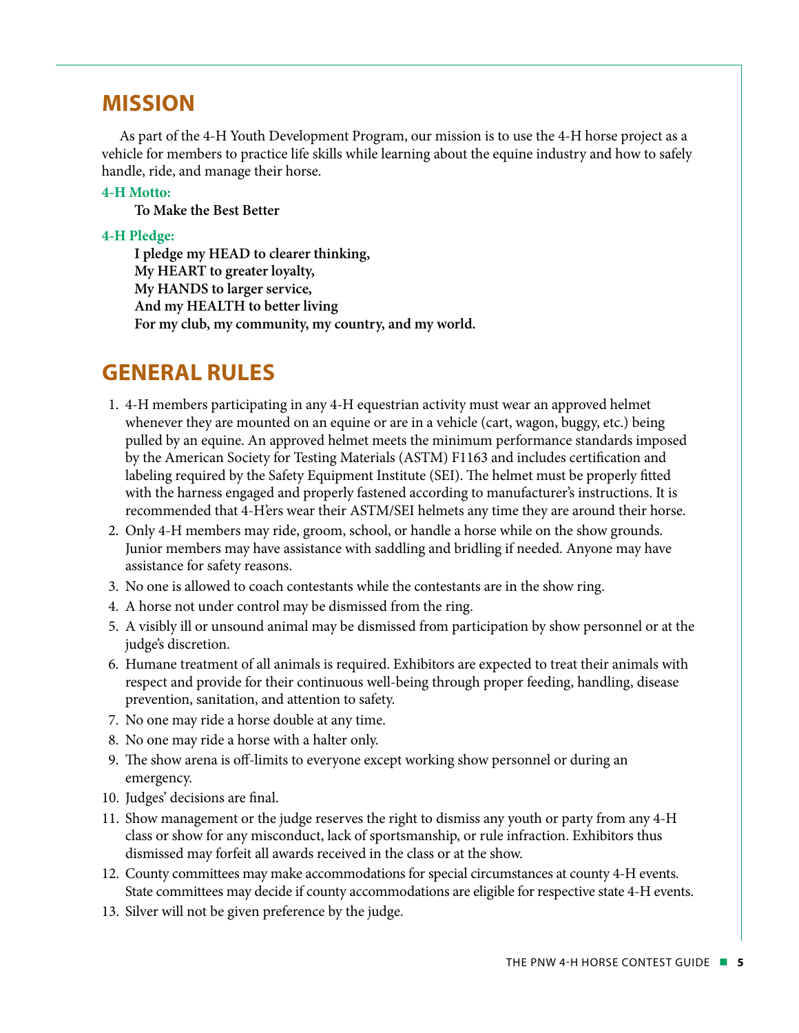## MISSION

As part of the 4-H Youth Development Program, our mission is to use the 4-H horse project as a vehicle for members to practice life skills while learning about the equine industry and how to safely handle, ride, and manage their horse.

**4-H Motto:**

**To Make the Best Better**

**4-H Pledge:**

**I pledge my HEAD to clearer thinking,**
**My HEART to greater loyalty,**
**My HANDS to larger service,**
**And my HEALTH to better living**
**For my club, my community, my country, and my world.**

## GENERAL RULES

1. 4-H members participating in any 4-H equestrian activity must wear an approved helmet whenever they are mounted on an equine or are in a vehicle (cart, wagon, buggy, etc.) being pulled by an equine. An approved helmet meets the minimum performance standards imposed by the American Society for Testing Materials (ASTM) F1163 and includes certification and labeling required by the Safety Equipment Institute (SEI). The helmet must be properly fitted with the harness engaged and properly fastened according to manufacturer's instructions. It is recommended that 4-H'ers wear their ASTM/SEI helmets any time they are around their horse.
2. Only 4-H members may ride, groom, school, or handle a horse while on the show grounds. Junior members may have assistance with saddling and bridling if needed. Anyone may have assistance for safety reasons.
3. No one is allowed to coach contestants while the contestants are in the show ring.
4. A horse not under control may be dismissed from the ring.
5. A visibly ill or unsound animal may be dismissed from participation by show personnel or at the judge's discretion.
6. Humane treatment of all animals is required. Exhibitors are expected to treat their animals with respect and provide for their continuous well-being through proper feeding, handling, disease prevention, sanitation, and attention to safety.
7. No one may ride a horse double at any time.
8. No one may ride a horse with a halter only.
9. The show arena is off-limits to everyone except working show personnel or during an emergency.
10. Judges' decisions are final.
11. Show management or the judge reserves the right to dismiss any youth or party from any 4-H class or show for any misconduct, lack of sportsmanship, or rule infraction. Exhibitors thus dismissed may forfeit all awards received in the class or at the show.
12. County committees may make accommodations for special circumstances at county 4-H events. State committees may decide if county accommodations are eligible for respective state 4-H events.
13. Silver will not be given preference by the judge.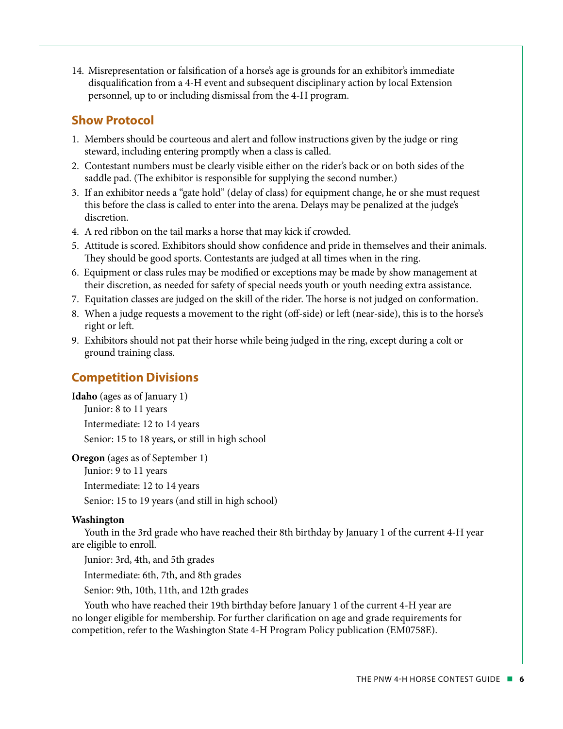14. Misrepresentation or falsification of a horse's age is grounds for an exhibitor's immediate disqualification from a 4-H event and subsequent disciplinary action by local Extension personnel, up to or including dismissal from the 4-H program.

## Show Protocol

1. Members should be courteous and alert and follow instructions given by the judge or ring steward, including entering promptly when a class is called.
2. Contestant numbers must be clearly visible either on the rider's back or on both sides of the saddle pad. (The exhibitor is responsible for supplying the second number.)
3. If an exhibitor needs a "gate hold" (delay of class) for equipment change, he or she must request this before the class is called to enter into the arena. Delays may be penalized at the judge's discretion.
4. A red ribbon on the tail marks a horse that may kick if crowded.
5. Attitude is scored. Exhibitors should show confidence and pride in themselves and their animals. They should be good sports. Contestants are judged at all times when in the ring.
6. Equipment or class rules may be modified or exceptions may be made by show management at their discretion, as needed for safety of special needs youth or youth needing extra assistance.
7. Equitation classes are judged on the skill of the rider. The horse is not judged on conformation.
8. When a judge requests a movement to the right (off-side) or left (near-side), this is to the horse's right or left.
9. Exhibitors should not pat their horse while being judged in the ring, except during a colt or ground training class.

## Competition Divisions

**Idaho** (ages as of January 1)

Junior: 8 to 11 years

Intermediate: 12 to 14 years

Senior: 15 to 18 years, or still in high school

**Oregon** (ages as of September 1)

Junior: 9 to 11 years

Intermediate: 12 to 14 years

Senior: 15 to 19 years (and still in high school)

**Washington**

Youth in the 3rd grade who have reached their 8th birthday by January 1 of the current 4-H year are eligible to enroll.

Junior: 3rd, 4th, and 5th grades

Intermediate: 6th, 7th, and 8th grades

Senior: 9th, 10th, 11th, and 12th grades

Youth who have reached their 19th birthday before January 1 of the current 4-H year are no longer eligible for membership. For further clarification on age and grade requirements for competition, refer to the Washington State 4-H Program Policy publication (EM0758E).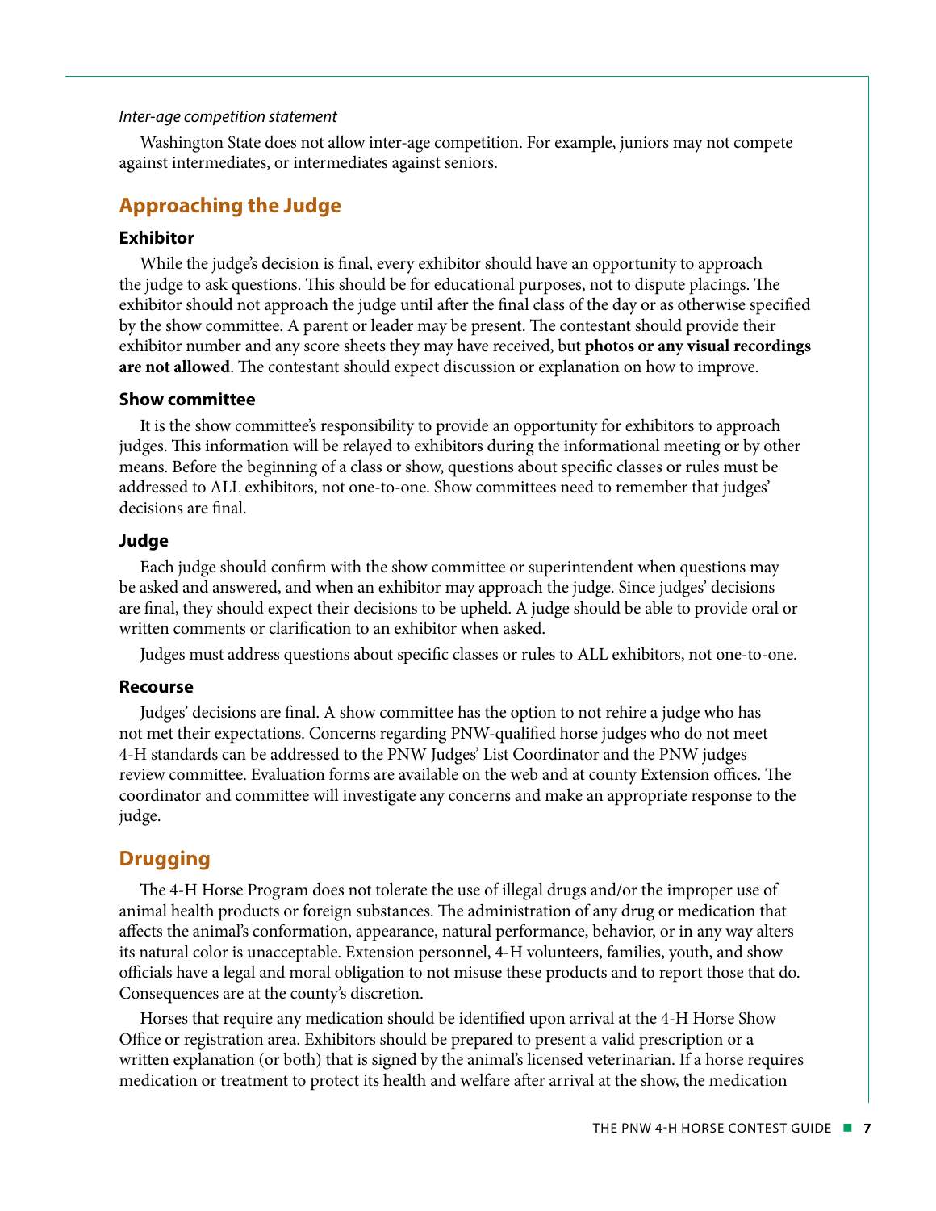*Inter-age competition statement*

Washington State does not allow inter-age competition. For example, juniors may not compete against intermediates, or intermediates against seniors.

## Approaching the Judge

### Exhibitor

While the judge's decision is final, every exhibitor should have an opportunity to approach the judge to ask questions. This should be for educational purposes, not to dispute placings. The exhibitor should not approach the judge until after the final class of the day or as otherwise specified by the show committee. A parent or leader may be present. The contestant should provide their exhibitor number and any score sheets they may have received, but **photos or any visual recordings are not allowed**. The contestant should expect discussion or explanation on how to improve.

### Show committee

It is the show committee's responsibility to provide an opportunity for exhibitors to approach judges. This information will be relayed to exhibitors during the informational meeting or by other means. Before the beginning of a class or show, questions about specific classes or rules must be addressed to ALL exhibitors, not one-to-one. Show committees need to remember that judges' decisions are final.

### Judge

Each judge should confirm with the show committee or superintendent when questions may be asked and answered, and when an exhibitor may approach the judge. Since judges' decisions are final, they should expect their decisions to be upheld. A judge should be able to provide oral or written comments or clarification to an exhibitor when asked.

Judges must address questions about specific classes or rules to ALL exhibitors, not one-to-one.

### Recourse

Judges' decisions are final. A show committee has the option to not rehire a judge who has not met their expectations. Concerns regarding PNW-qualified horse judges who do not meet 4-H standards can be addressed to the PNW Judges' List Coordinator and the PNW judges review committee. Evaluation forms are available on the web and at county Extension offices. The coordinator and committee will investigate any concerns and make an appropriate response to the judge.

## Drugging

The 4-H Horse Program does not tolerate the use of illegal drugs and/or the improper use of animal health products or foreign substances. The administration of any drug or medication that affects the animal's conformation, appearance, natural performance, behavior, or in any way alters its natural color is unacceptable. Extension personnel, 4-H volunteers, families, youth, and show officials have a legal and moral obligation to not misuse these products and to report those that do. Consequences are at the county's discretion.

Horses that require any medication should be identified upon arrival at the 4-H Horse Show Office or registration area. Exhibitors should be prepared to present a valid prescription or a written explanation (or both) that is signed by the animal's licensed veterinarian. If a horse requires medication or treatment to protect its health and welfare after arrival at the show, the medication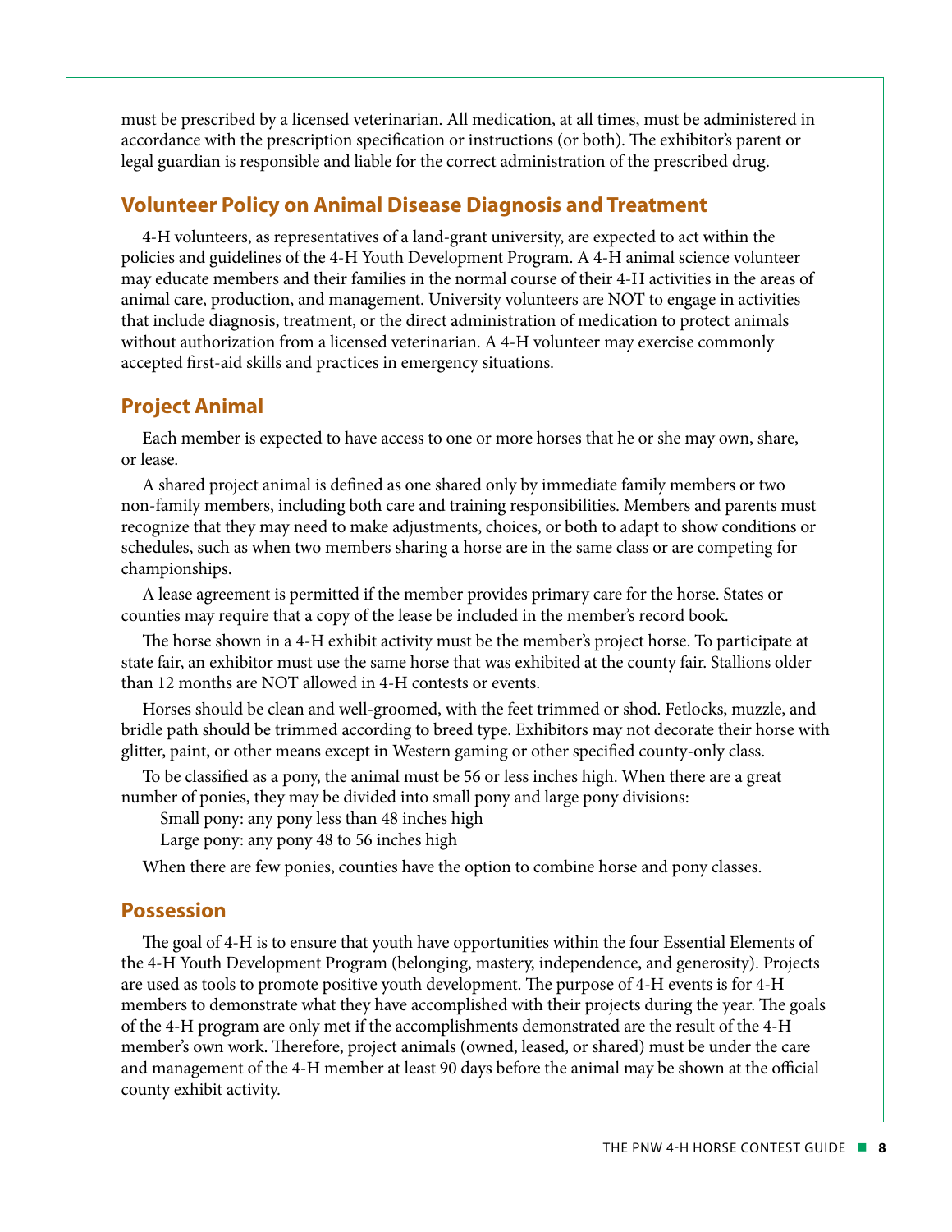must be prescribed by a licensed veterinarian. All medication, at all times, must be administered in accordance with the prescription specification or instructions (or both). The exhibitor's parent or legal guardian is responsible and liable for the correct administration of the prescribed drug.

## Volunteer Policy on Animal Disease Diagnosis and Treatment

4-H volunteers, as representatives of a land-grant university, are expected to act within the policies and guidelines of the 4-H Youth Development Program. A 4-H animal science volunteer may educate members and their families in the normal course of their 4-H activities in the areas of animal care, production, and management. University volunteers are NOT to engage in activities that include diagnosis, treatment, or the direct administration of medication to protect animals without authorization from a licensed veterinarian. A 4-H volunteer may exercise commonly accepted first-aid skills and practices in emergency situations.

## Project Animal

Each member is expected to have access to one or more horses that he or she may own, share, or lease.

A shared project animal is defined as one shared only by immediate family members or two non-family members, including both care and training responsibilities. Members and parents must recognize that they may need to make adjustments, choices, or both to adapt to show conditions or schedules, such as when two members sharing a horse are in the same class or are competing for championships.

A lease agreement is permitted if the member provides primary care for the horse. States or counties may require that a copy of the lease be included in the member's record book.

The horse shown in a 4-H exhibit activity must be the member's project horse. To participate at state fair, an exhibitor must use the same horse that was exhibited at the county fair. Stallions older than 12 months are NOT allowed in 4-H contests or events.

Horses should be clean and well-groomed, with the feet trimmed or shod. Fetlocks, muzzle, and bridle path should be trimmed according to breed type. Exhibitors may not decorate their horse with glitter, paint, or other means except in Western gaming or other specified county-only class.

To be classified as a pony, the animal must be 56 or less inches high. When there are a great number of ponies, they may be divided into small pony and large pony divisions:

Small pony: any pony less than 48 inches high

Large pony: any pony 48 to 56 inches high

When there are few ponies, counties have the option to combine horse and pony classes.

## Possession

The goal of 4-H is to ensure that youth have opportunities within the four Essential Elements of the 4-H Youth Development Program (belonging, mastery, independence, and generosity). Projects are used as tools to promote positive youth development. The purpose of 4-H events is for 4-H members to demonstrate what they have accomplished with their projects during the year. The goals of the 4-H program are only met if the accomplishments demonstrated are the result of the 4-H member's own work. Therefore, project animals (owned, leased, or shared) must be under the care and management of the 4-H member at least 90 days before the animal may be shown at the official county exhibit activity.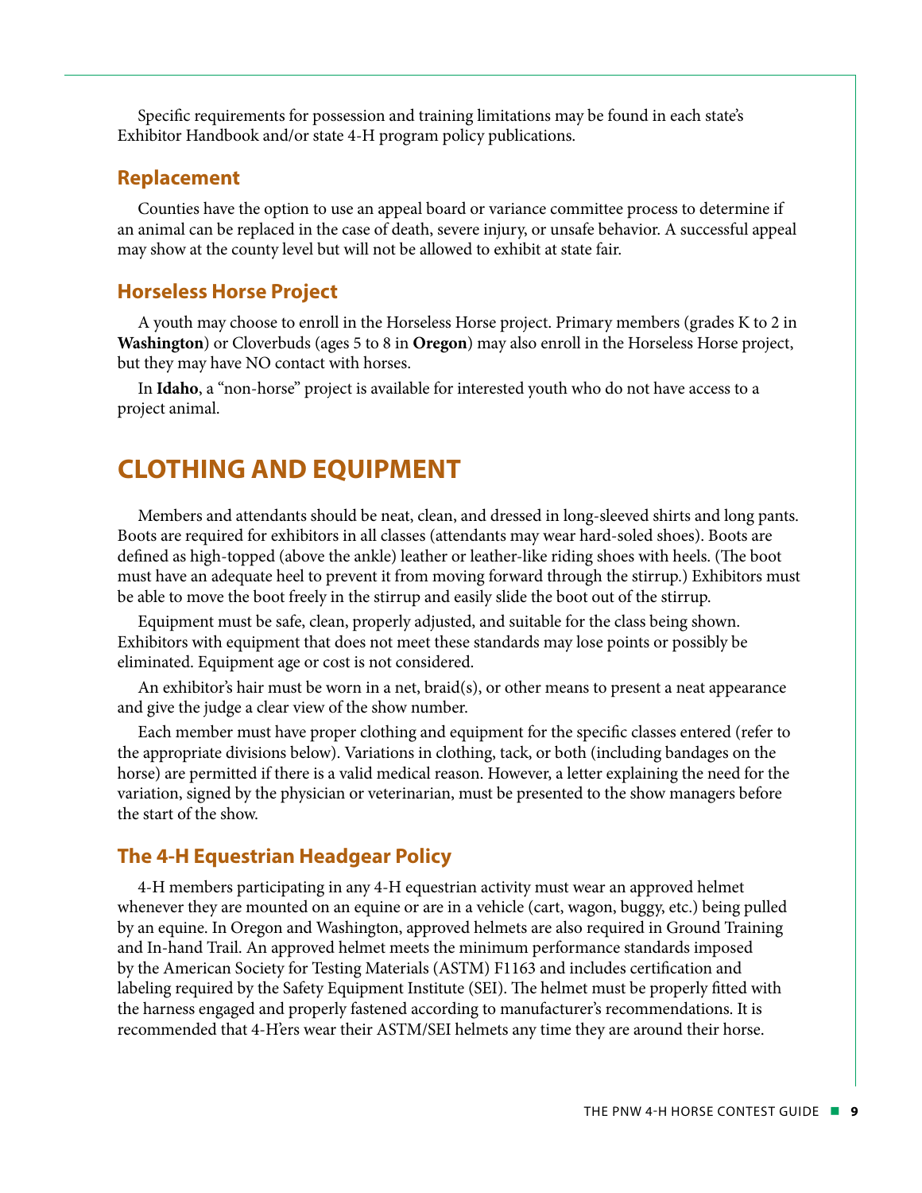Specific requirements for possession and training limitations may be found in each state's Exhibitor Handbook and/or state 4-H program policy publications.

### Replacement

Counties have the option to use an appeal board or variance committee process to determine if an animal can be replaced in the case of death, severe injury, or unsafe behavior. A successful appeal may show at the county level but will not be allowed to exhibit at state fair.

### Horseless Horse Project

A youth may choose to enroll in the Horseless Horse project. Primary members (grades K to 2 in **Washington**) or Cloverbuds (ages 5 to 8 in **Oregon**) may also enroll in the Horseless Horse project, but they may have NO contact with horses.

In **Idaho**, a "non-horse" project is available for interested youth who do not have access to a project animal.

## CLOTHING AND EQUIPMENT

Members and attendants should be neat, clean, and dressed in long-sleeved shirts and long pants. Boots are required for exhibitors in all classes (attendants may wear hard-soled shoes). Boots are defined as high-topped (above the ankle) leather or leather-like riding shoes with heels. (The boot must have an adequate heel to prevent it from moving forward through the stirrup.) Exhibitors must be able to move the boot freely in the stirrup and easily slide the boot out of the stirrup.

Equipment must be safe, clean, properly adjusted, and suitable for the class being shown. Exhibitors with equipment that does not meet these standards may lose points or possibly be eliminated. Equipment age or cost is not considered.

An exhibitor's hair must be worn in a net, braid(s), or other means to present a neat appearance and give the judge a clear view of the show number.

Each member must have proper clothing and equipment for the specific classes entered (refer to the appropriate divisions below). Variations in clothing, tack, or both (including bandages on the horse) are permitted if there is a valid medical reason. However, a letter explaining the need for the variation, signed by the physician or veterinarian, must be presented to the show managers before the start of the show.

### The 4-H Equestrian Headgear Policy

4-H members participating in any 4-H equestrian activity must wear an approved helmet whenever they are mounted on an equine or are in a vehicle (cart, wagon, buggy, etc.) being pulled by an equine. In Oregon and Washington, approved helmets are also required in Ground Training and In-hand Trail. An approved helmet meets the minimum performance standards imposed by the American Society for Testing Materials (ASTM) F1163 and includes certification and labeling required by the Safety Equipment Institute (SEI). The helmet must be properly fitted with the harness engaged and properly fastened according to manufacturer's recommendations. It is recommended that 4-H'ers wear their ASTM/SEI helmets any time they are around their horse.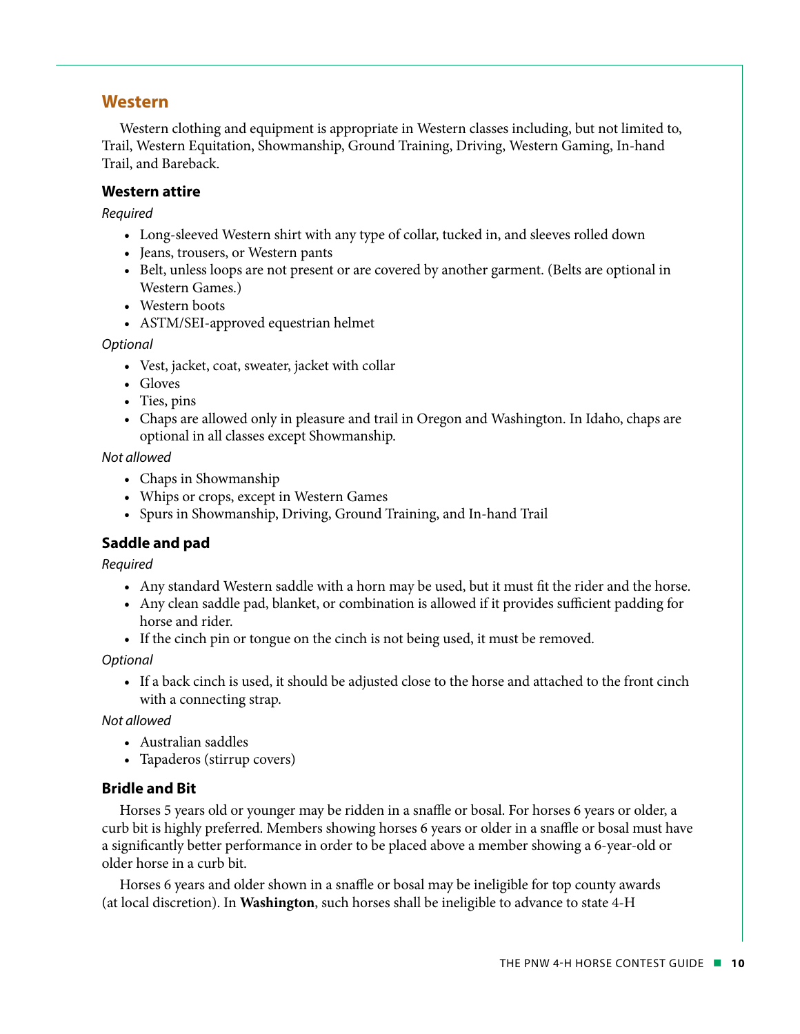## Western

Western clothing and equipment is appropriate in Western classes including, but not limited to, Trail, Western Equitation, Showmanship, Ground Training, Driving, Western Gaming, In-hand Trail, and Bareback.

### Western attire

*Required*

- Long-sleeved Western shirt with any type of collar, tucked in, and sleeves rolled down
- Jeans, trousers, or Western pants
- Belt, unless loops are not present or are covered by another garment. (Belts are optional in Western Games.)
- Western boots
- ASTM/SEI-approved equestrian helmet

*Optional*

- Vest, jacket, coat, sweater, jacket with collar
- Gloves
- Ties, pins
- Chaps are allowed only in pleasure and trail in Oregon and Washington. In Idaho, chaps are optional in all classes except Showmanship.

*Not allowed*

- Chaps in Showmanship
- Whips or crops, except in Western Games
- Spurs in Showmanship, Driving, Ground Training, and In-hand Trail

### Saddle and pad

*Required*

- Any standard Western saddle with a horn may be used, but it must fit the rider and the horse.
- Any clean saddle pad, blanket, or combination is allowed if it provides sufficient padding for horse and rider.
- If the cinch pin or tongue on the cinch is not being used, it must be removed.

*Optional*

- If a back cinch is used, it should be adjusted close to the horse and attached to the front cinch with a connecting strap.

*Not allowed*

- Australian saddles
- Tapaderos (stirrup covers)

### Bridle and Bit

Horses 5 years old or younger may be ridden in a snaffle or bosal. For horses 6 years or older, a curb bit is highly preferred. Members showing horses 6 years or older in a snaffle or bosal must have a significantly better performance in order to be placed above a member showing a 6-year-old or older horse in a curb bit.

Horses 6 years and older shown in a snaffle or bosal may be ineligible for top county awards (at local discretion). In **Washington**, such horses shall be ineligible to advance to state 4-H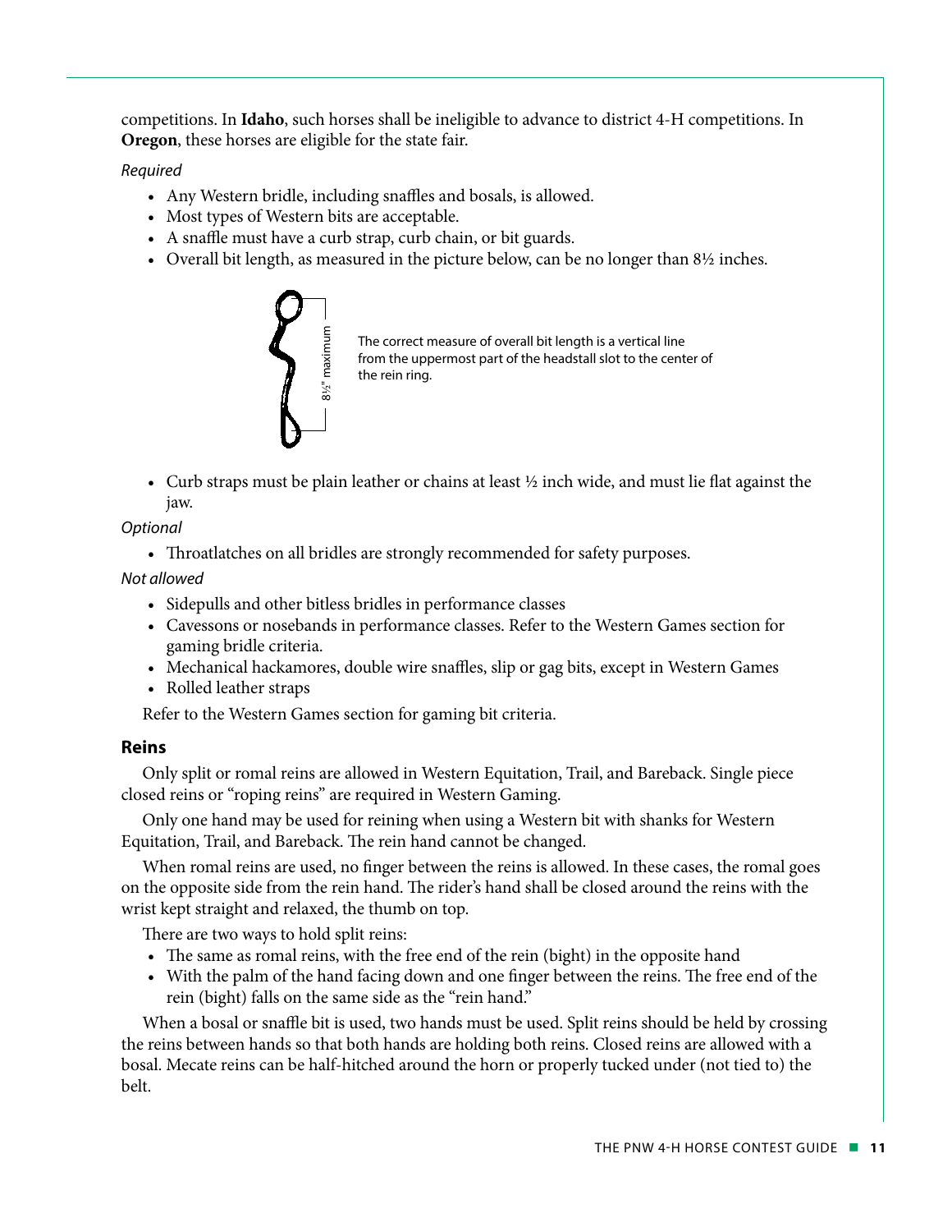competitions. In **Idaho**, such horses shall be ineligible to advance to district 4-H competitions. In **Oregon**, these horses are eligible for the state fair.

*Required*

- Any Western bridle, including snaffles and bosals, is allowed.
- Most types of Western bits are acceptable.
- A snaffle must have a curb strap, curb chain, or bit guards.
- Overall bit length, as measured in the picture below, can be no longer than 8½ inches.

8½" maximum

The correct measure of overall bit length is a vertical line from the uppermost part of the headstall slot to the center of the rein ring.

- Curb straps must be plain leather or chains at least ½ inch wide, and must lie flat against the jaw.

*Optional*

- Throatlatches on all bridles are strongly recommended for safety purposes.

*Not allowed*

- Sidepulls and other bitless bridles in performance classes
- Cavessons or nosebands in performance classes. Refer to the Western Games section for gaming bridle criteria.
- Mechanical hackamores, double wire snaffles, slip or gag bits, except in Western Games
- Rolled leather straps

Refer to the Western Games section for gaming bit criteria.

### Reins

Only split or romal reins are allowed in Western Equitation, Trail, and Bareback. Single piece closed reins or "roping reins" are required in Western Gaming.

Only one hand may be used for reining when using a Western bit with shanks for Western Equitation, Trail, and Bareback. The rein hand cannot be changed.

When romal reins are used, no finger between the reins is allowed. In these cases, the romal goes on the opposite side from the rein hand. The rider's hand shall be closed around the reins with the wrist kept straight and relaxed, the thumb on top.

There are two ways to hold split reins:

- The same as romal reins, with the free end of the rein (bight) in the opposite hand
- With the palm of the hand facing down and one finger between the reins. The free end of the rein (bight) falls on the same side as the "rein hand."

When a bosal or snaffle bit is used, two hands must be used. Split reins should be held by crossing the reins between hands so that both hands are holding both reins. Closed reins are allowed with a bosal. Mecate reins can be half-hitched around the horn or properly tucked under (not tied to) the belt.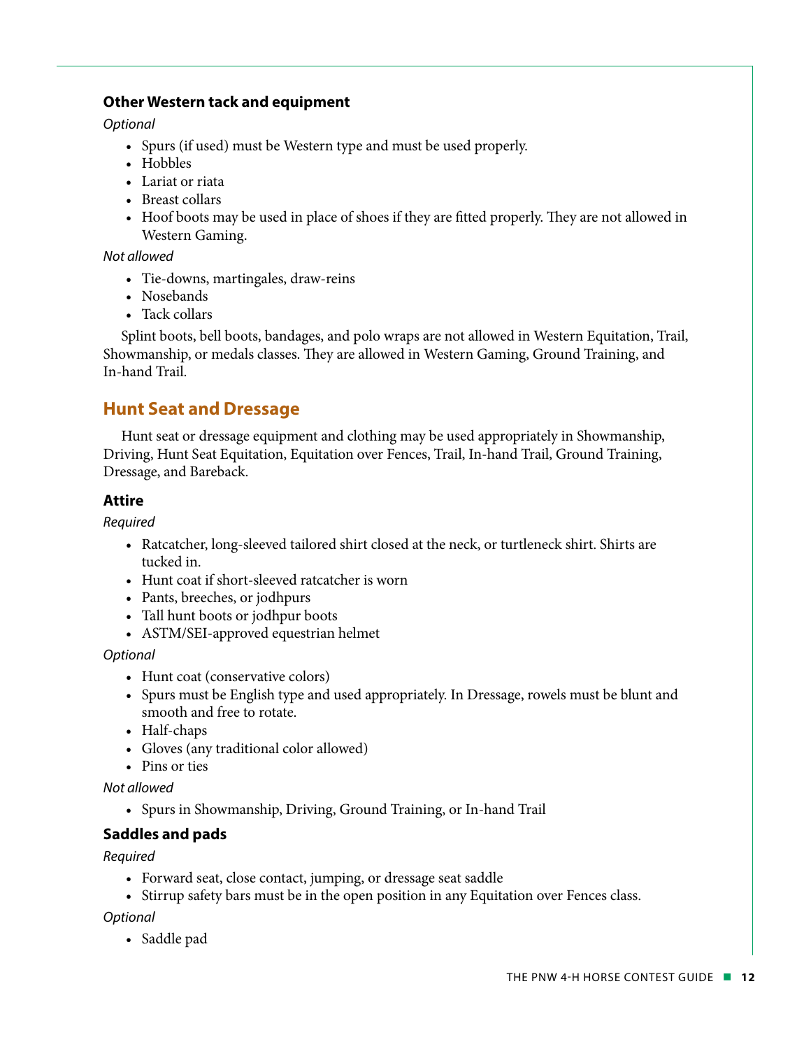### Other Western tack and equipment

*Optional*

- Spurs (if used) must be Western type and must be used properly.
- Hobbles
- Lariat or riata
- Breast collars
- Hoof boots may be used in place of shoes if they are fitted properly. They are not allowed in Western Gaming.

*Not allowed*

- Tie-downs, martingales, draw-reins
- Nosebands
- Tack collars

Splint boots, bell boots, bandages, and polo wraps are not allowed in Western Equitation, Trail, Showmanship, or medals classes. They are allowed in Western Gaming, Ground Training, and In-hand Trail.

## Hunt Seat and Dressage

Hunt seat or dressage equipment and clothing may be used appropriately in Showmanship, Driving, Hunt Seat Equitation, Equitation over Fences, Trail, In-hand Trail, Ground Training, Dressage, and Bareback.

### Attire

*Required*

- Ratcatcher, long-sleeved tailored shirt closed at the neck, or turtleneck shirt. Shirts are tucked in.
- Hunt coat if short-sleeved ratcatcher is worn
- Pants, breeches, or jodhpurs
- Tall hunt boots or jodhpur boots
- ASTM/SEI-approved equestrian helmet

*Optional*

- Hunt coat (conservative colors)
- Spurs must be English type and used appropriately. In Dressage, rowels must be blunt and smooth and free to rotate.
- Half-chaps
- Gloves (any traditional color allowed)
- Pins or ties

*Not allowed*

- Spurs in Showmanship, Driving, Ground Training, or In-hand Trail

### Saddles and pads

*Required*

- Forward seat, close contact, jumping, or dressage seat saddle
- Stirrup safety bars must be in the open position in any Equitation over Fences class.

*Optional*

- Saddle pad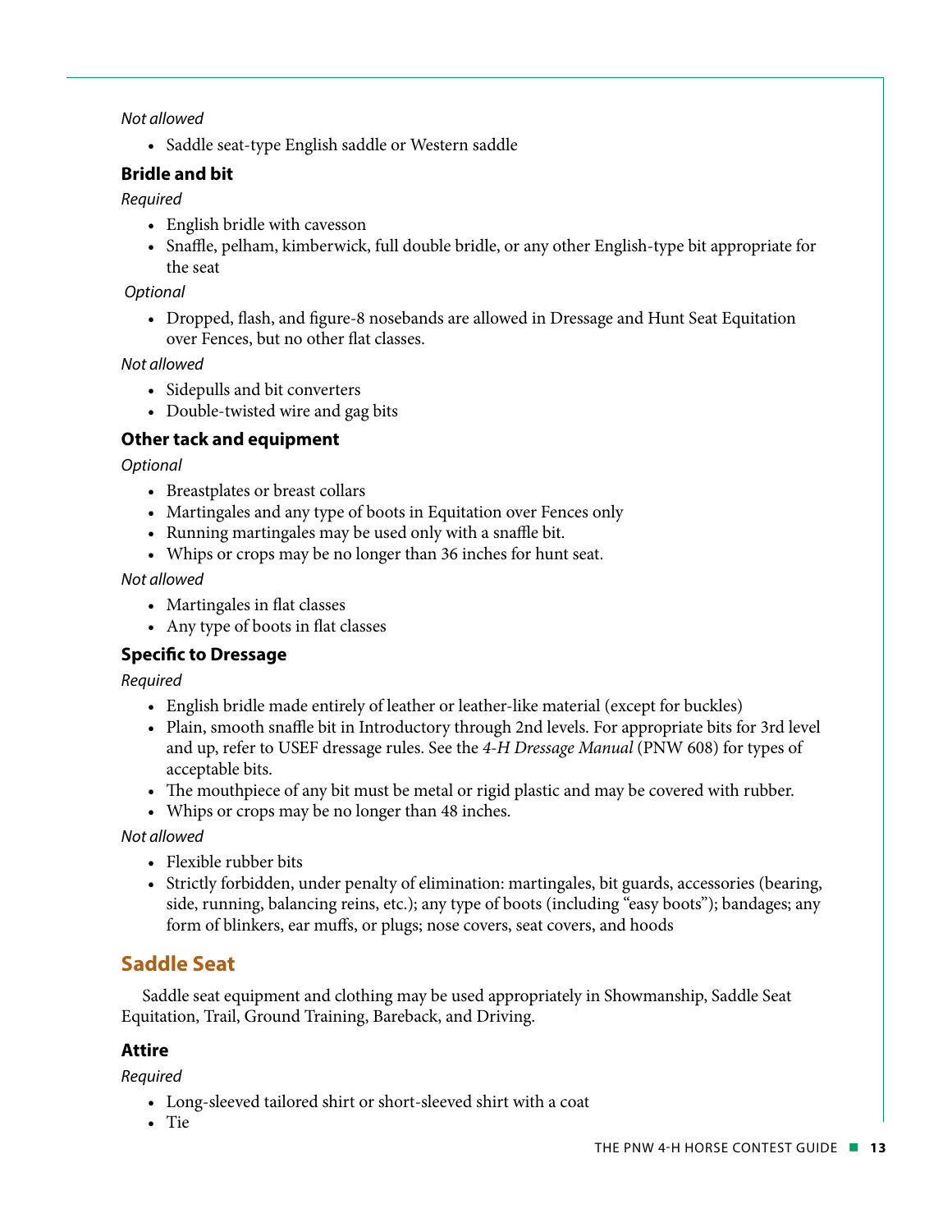*Not allowed*

- Saddle seat-type English saddle or Western saddle

### Bridle and bit

*Required*

- English bridle with cavesson
- Snaffle, pelham, kimberwick, full double bridle, or any other English-type bit appropriate for the seat

*Optional*

- Dropped, flash, and figure-8 nosebands are allowed in Dressage and Hunt Seat Equitation over Fences, but no other flat classes.

*Not allowed*

- Sidepulls and bit converters
- Double-twisted wire and gag bits

### Other tack and equipment

*Optional*

- Breastplates or breast collars
- Martingales and any type of boots in Equitation over Fences only
- Running martingales may be used only with a snaffle bit.
- Whips or crops may be no longer than 36 inches for hunt seat.

*Not allowed*

- Martingales in flat classes
- Any type of boots in flat classes

### Specific to Dressage

*Required*

- English bridle made entirely of leather or leather-like material (except for buckles)
- Plain, smooth snaffle bit in Introductory through 2nd levels. For appropriate bits for 3rd level and up, refer to USEF dressage rules. See the *4-H Dressage Manual* (PNW 608) for types of acceptable bits.
- The mouthpiece of any bit must be metal or rigid plastic and may be covered with rubber.
- Whips or crops may be no longer than 48 inches.

*Not allowed*

- Flexible rubber bits
- Strictly forbidden, under penalty of elimination: martingales, bit guards, accessories (bearing, side, running, balancing reins, etc.); any type of boots (including "easy boots"); bandages; any form of blinkers, ear muffs, or plugs; nose covers, seat covers, and hoods

## Saddle Seat

Saddle seat equipment and clothing may be used appropriately in Showmanship, Saddle Seat Equitation, Trail, Ground Training, Bareback, and Driving.

### Attire

*Required*

- Long-sleeved tailored shirt or short-sleeved shirt with a coat
- Tie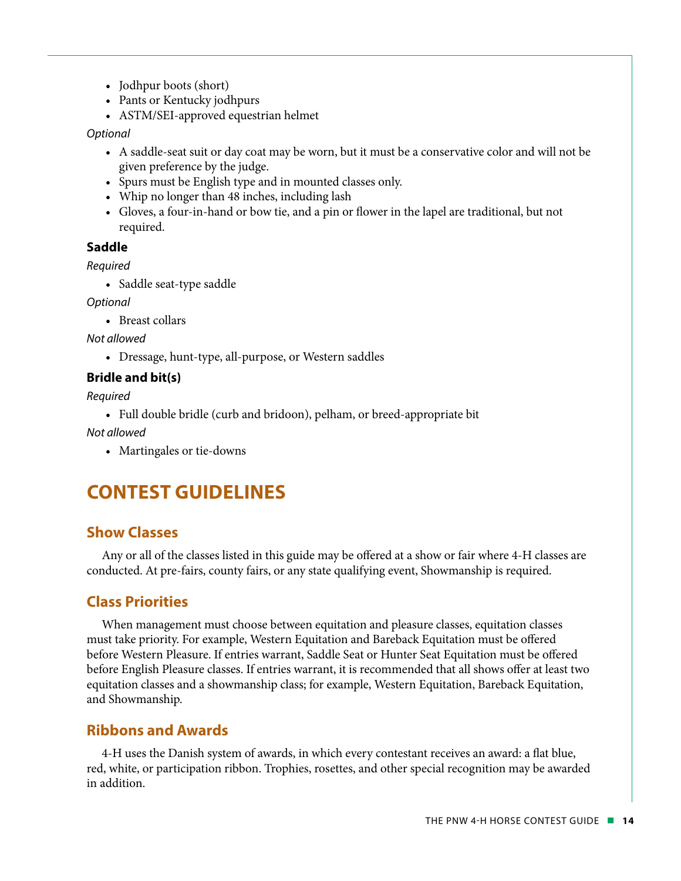- Jodhpur boots (short)
- Pants or Kentucky jodhpurs
- ASTM/SEI-approved equestrian helmet

*Optional*

- A saddle-seat suit or day coat may be worn, but it must be a conservative color and will not be given preference by the judge.
- Spurs must be English type and in mounted classes only.
- Whip no longer than 48 inches, including lash
- Gloves, a four-in-hand or bow tie, and a pin or flower in the lapel are traditional, but not required.

**Saddle**

*Required*

- Saddle seat-type saddle

*Optional*

- Breast collars

*Not allowed*

- Dressage, hunt-type, all-purpose, or Western saddles

**Bridle and bit(s)**

*Required*

- Full double bridle (curb and bridoon), pelham, or breed-appropriate bit

*Not allowed*

- Martingales or tie-downs

# CONTEST GUIDELINES

## Show Classes

Any or all of the classes listed in this guide may be offered at a show or fair where 4-H classes are conducted. At pre-fairs, county fairs, or any state qualifying event, Showmanship is required.

## Class Priorities

When management must choose between equitation and pleasure classes, equitation classes must take priority. For example, Western Equitation and Bareback Equitation must be offered before Western Pleasure. If entries warrant, Saddle Seat or Hunter Seat Equitation must be offered before English Pleasure classes. If entries warrant, it is recommended that all shows offer at least two equitation classes and a showmanship class; for example, Western Equitation, Bareback Equitation, and Showmanship.

## Ribbons and Awards

4-H uses the Danish system of awards, in which every contestant receives an award: a flat blue, red, white, or participation ribbon. Trophies, rosettes, and other special recognition may be awarded in addition.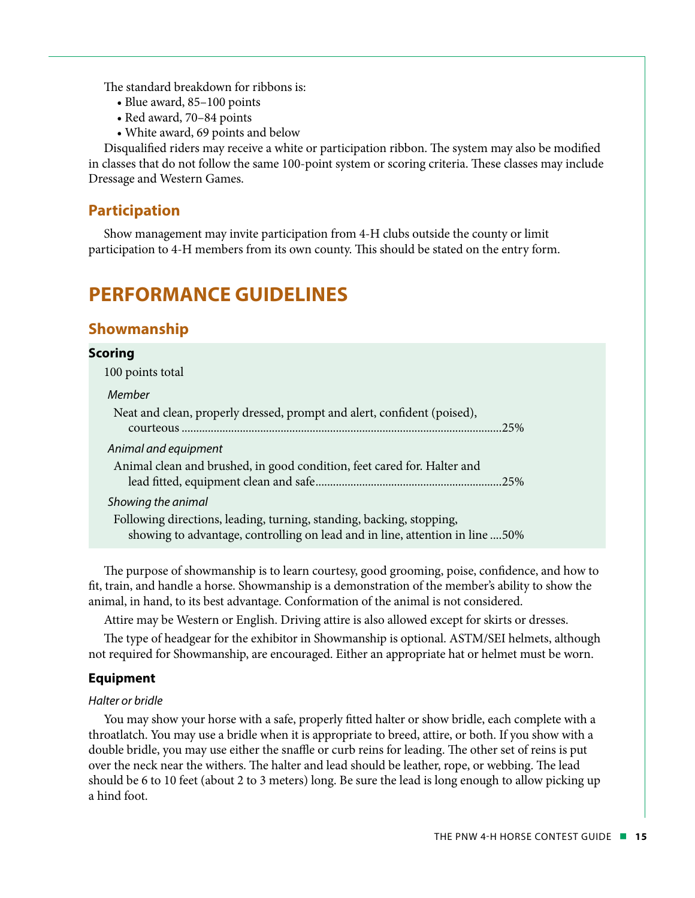The standard breakdown for ribbons is:

- Blue award, 85–100 points
- Red award, 70–84 points
- White award, 69 points and below

Disqualified riders may receive a white or participation ribbon. The system may also be modified in classes that do not follow the same 100-point system or scoring criteria. These classes may include Dressage and Western Games.

### Participation

Show management may invite participation from 4-H clubs outside the county or limit participation to 4-H members from its own county. This should be stated on the entry form.

## PERFORMANCE GUIDELINES

### Showmanship

#### Scoring

100 points total

*Member*

Neat and clean, properly dressed, prompt and alert, confident (poised), courteous ....................25%

*Animal and equipment*

Animal clean and brushed, in good condition, feet cared for. Halter and lead fitted, equipment clean and safe....................25%

*Showing the animal*

Following directions, leading, turning, standing, backing, stopping, showing to advantage, controlling on lead and in line, attention in line ....50%

The purpose of showmanship is to learn courtesy, good grooming, poise, confidence, and how to fit, train, and handle a horse. Showmanship is a demonstration of the member's ability to show the animal, in hand, to its best advantage. Conformation of the animal is not considered.

Attire may be Western or English. Driving attire is also allowed except for skirts or dresses.

The type of headgear for the exhibitor in Showmanship is optional. ASTM/SEI helmets, although not required for Showmanship, are encouraged. Either an appropriate hat or helmet must be worn.

#### Equipment

*Halter or bridle*

You may show your horse with a safe, properly fitted halter or show bridle, each complete with a throatlatch. You may use a bridle when it is appropriate to breed, attire, or both. If you show with a double bridle, you may use either the snaffle or curb reins for leading. The other set of reins is put over the neck near the withers. The halter and lead should be leather, rope, or webbing. The lead should be 6 to 10 feet (about 2 to 3 meters) long. Be sure the lead is long enough to allow picking up a hind foot.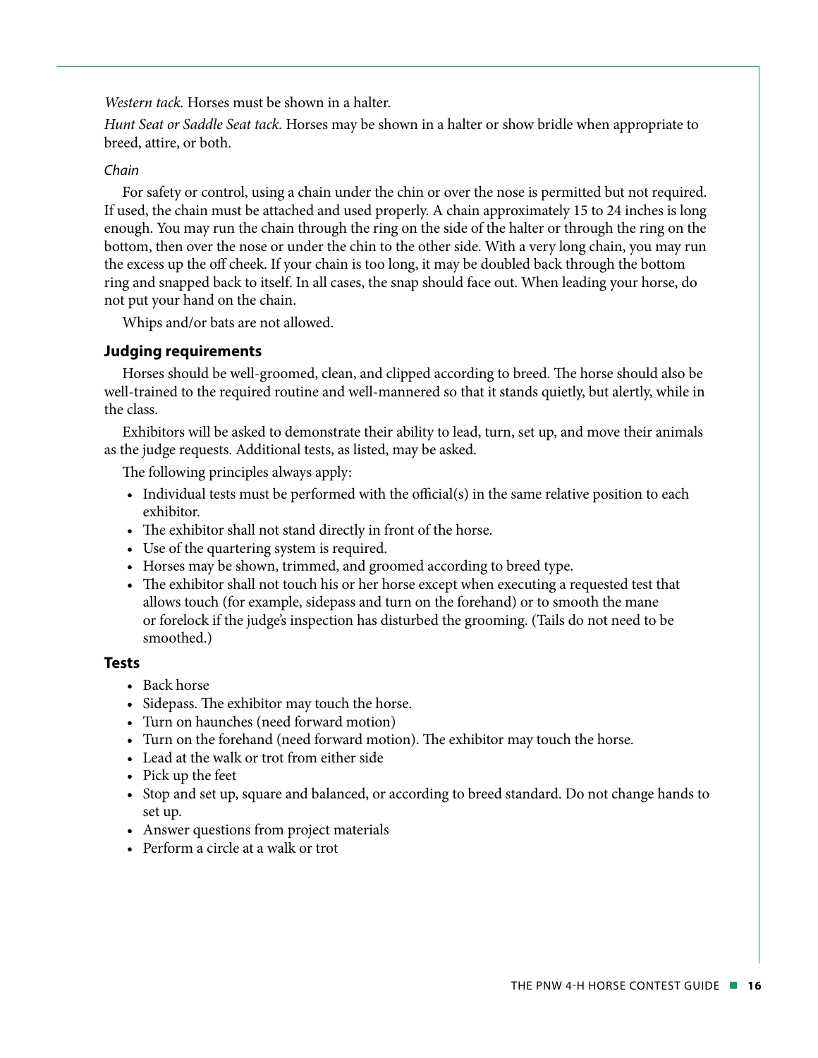*Western tack.* Horses must be shown in a halter.

*Hunt Seat or Saddle Seat tack.* Horses may be shown in a halter or show bridle when appropriate to breed, attire, or both.

#### *Chain*

For safety or control, using a chain under the chin or over the nose is permitted but not required. If used, the chain must be attached and used properly. A chain approximately 15 to 24 inches is long enough. You may run the chain through the ring on the side of the halter or through the ring on the bottom, then over the nose or under the chin to the other side. With a very long chain, you may run the excess up the off cheek. If your chain is too long, it may be doubled back through the bottom ring and snapped back to itself. In all cases, the snap should face out. When leading your horse, do not put your hand on the chain.

Whips and/or bats are not allowed.

### Judging requirements

Horses should be well-groomed, clean, and clipped according to breed. The horse should also be well-trained to the required routine and well-mannered so that it stands quietly, but alertly, while in the class.

Exhibitors will be asked to demonstrate their ability to lead, turn, set up, and move their animals as the judge requests. Additional tests, as listed, may be asked.

The following principles always apply:

- Individual tests must be performed with the official(s) in the same relative position to each exhibitor.
- The exhibitor shall not stand directly in front of the horse.
- Use of the quartering system is required.
- Horses may be shown, trimmed, and groomed according to breed type.
- The exhibitor shall not touch his or her horse except when executing a requested test that allows touch (for example, sidepass and turn on the forehand) or to smooth the mane or forelock if the judge's inspection has disturbed the grooming. (Tails do not need to be smoothed.)

### Tests

- Back horse
- Sidepass. The exhibitor may touch the horse.
- Turn on haunches (need forward motion)
- Turn on the forehand (need forward motion). The exhibitor may touch the horse.
- Lead at the walk or trot from either side
- Pick up the feet
- Stop and set up, square and balanced, or according to breed standard. Do not change hands to set up.
- Answer questions from project materials
- Perform a circle at a walk or trot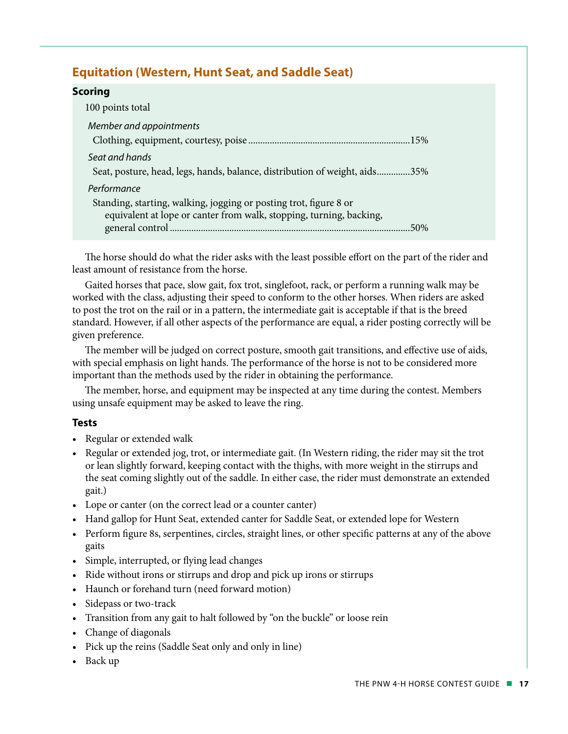## Equitation (Western, Hunt Seat, and Saddle Seat)

### Scoring

100 points total

*Member and appointments*

Clothing, equipment, courtesy, poise ....................................................................15%

*Seat and hands*

Seat, posture, head, legs, hands, balance, distribution of weight, aids..............35%

*Performance*

Standing, starting, walking, jogging or posting trot, figure 8 or equivalent at lope or canter from walk, stopping, turning, backing, general control ....................................................................................................50%

The horse should do what the rider asks with the least possible effort on the part of the rider and least amount of resistance from the horse.

Gaited horses that pace, slow gait, fox trot, singlefoot, rack, or perform a running walk may be worked with the class, adjusting their speed to conform to the other horses. When riders are asked to post the trot on the rail or in a pattern, the intermediate gait is acceptable if that is the breed standard. However, if all other aspects of the performance are equal, a rider posting correctly will be given preference.

The member will be judged on correct posture, smooth gait transitions, and effective use of aids, with special emphasis on light hands. The performance of the horse is not to be considered more important than the methods used by the rider in obtaining the performance.

The member, horse, and equipment may be inspected at any time during the contest. Members using unsafe equipment may be asked to leave the ring.

### Tests

- Regular or extended walk
- Regular or extended jog, trot, or intermediate gait. (In Western riding, the rider may sit the trot or lean slightly forward, keeping contact with the thighs, with more weight in the stirrups and the seat coming slightly out of the saddle. In either case, the rider must demonstrate an extended gait.)
- Lope or canter (on the correct lead or a counter canter)
- Hand gallop for Hunt Seat, extended canter for Saddle Seat, or extended lope for Western
- Perform figure 8s, serpentines, circles, straight lines, or other specific patterns at any of the above gaits
- Simple, interrupted, or flying lead changes
- Ride without irons or stirrups and drop and pick up irons or stirrups
- Haunch or forehand turn (need forward motion)
- Sidepass or two-track
- Transition from any gait to halt followed by "on the buckle" or loose rein
- Change of diagonals
- Pick up the reins (Saddle Seat only and only in line)
- Back up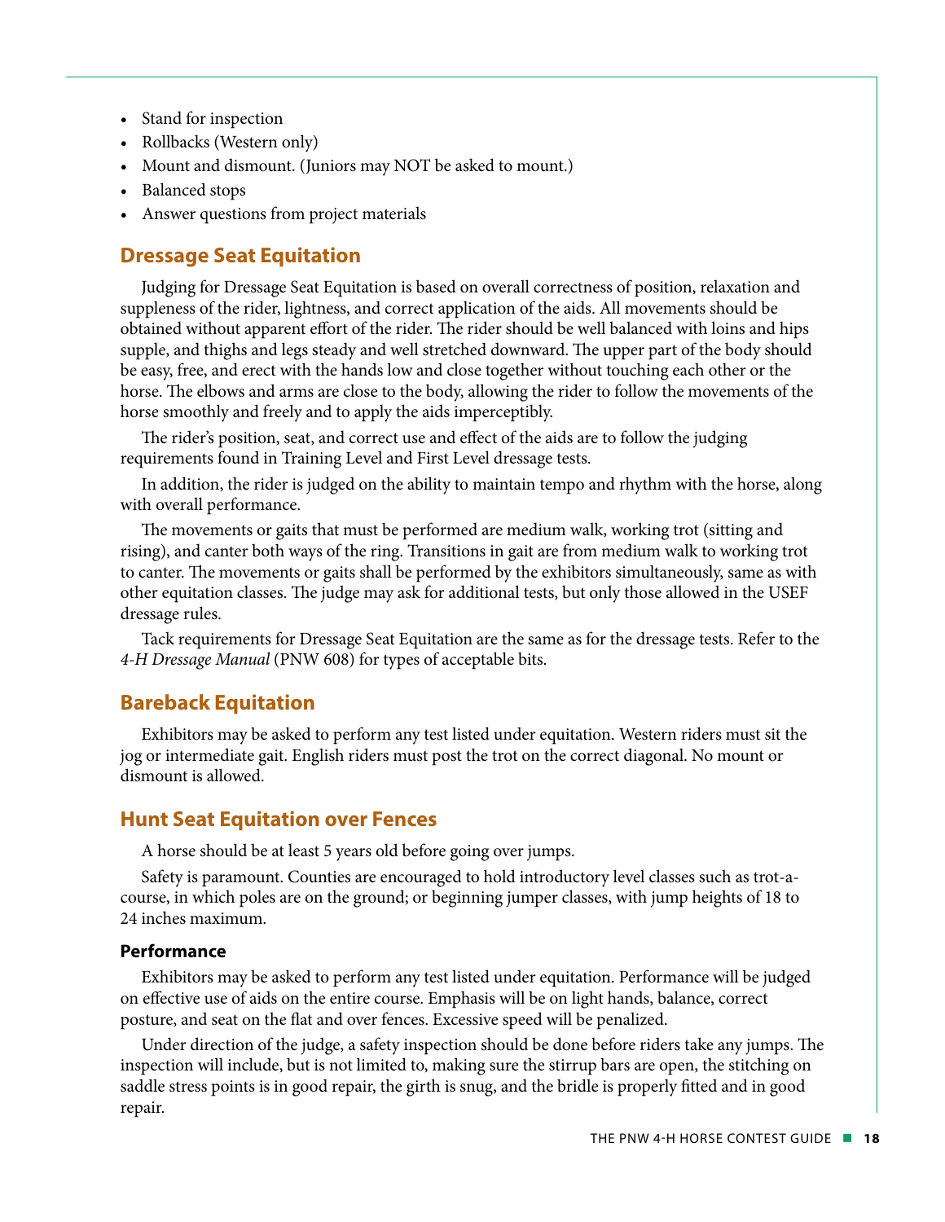- Stand for inspection
- Rollbacks (Western only)
- Mount and dismount. (Juniors may NOT be asked to mount.)
- Balanced stops
- Answer questions from project materials

## Dressage Seat Equitation

Judging for Dressage Seat Equitation is based on overall correctness of position, relaxation and suppleness of the rider, lightness, and correct application of the aids. All movements should be obtained without apparent effort of the rider. The rider should be well balanced with loins and hips supple, and thighs and legs steady and well stretched downward. The upper part of the body should be easy, free, and erect with the hands low and close together without touching each other or the horse. The elbows and arms are close to the body, allowing the rider to follow the movements of the horse smoothly and freely and to apply the aids imperceptibly.

The rider's position, seat, and correct use and effect of the aids are to follow the judging requirements found in Training Level and First Level dressage tests.

In addition, the rider is judged on the ability to maintain tempo and rhythm with the horse, along with overall performance.

The movements or gaits that must be performed are medium walk, working trot (sitting and rising), and canter both ways of the ring. Transitions in gait are from medium walk to working trot to canter. The movements or gaits shall be performed by the exhibitors simultaneously, same as with other equitation classes. The judge may ask for additional tests, but only those allowed in the USEF dressage rules.

Tack requirements for Dressage Seat Equitation are the same as for the dressage tests. Refer to the *4-H Dressage Manual* (PNW 608) for types of acceptable bits.

## Bareback Equitation

Exhibitors may be asked to perform any test listed under equitation. Western riders must sit the jog or intermediate gait. English riders must post the trot on the correct diagonal. No mount or dismount is allowed.

## Hunt Seat Equitation over Fences

A horse should be at least 5 years old before going over jumps.

Safety is paramount. Counties are encouraged to hold introductory level classes such as trot-a-course, in which poles are on the ground; or beginning jumper classes, with jump heights of 18 to 24 inches maximum.

### Performance

Exhibitors may be asked to perform any test listed under equitation. Performance will be judged on effective use of aids on the entire course. Emphasis will be on light hands, balance, correct posture, and seat on the flat and over fences. Excessive speed will be penalized.

Under direction of the judge, a safety inspection should be done before riders take any jumps. The inspection will include, but is not limited to, making sure the stirrup bars are open, the stitching on saddle stress points is in good repair, the girth is snug, and the bridle is properly fitted and in good repair.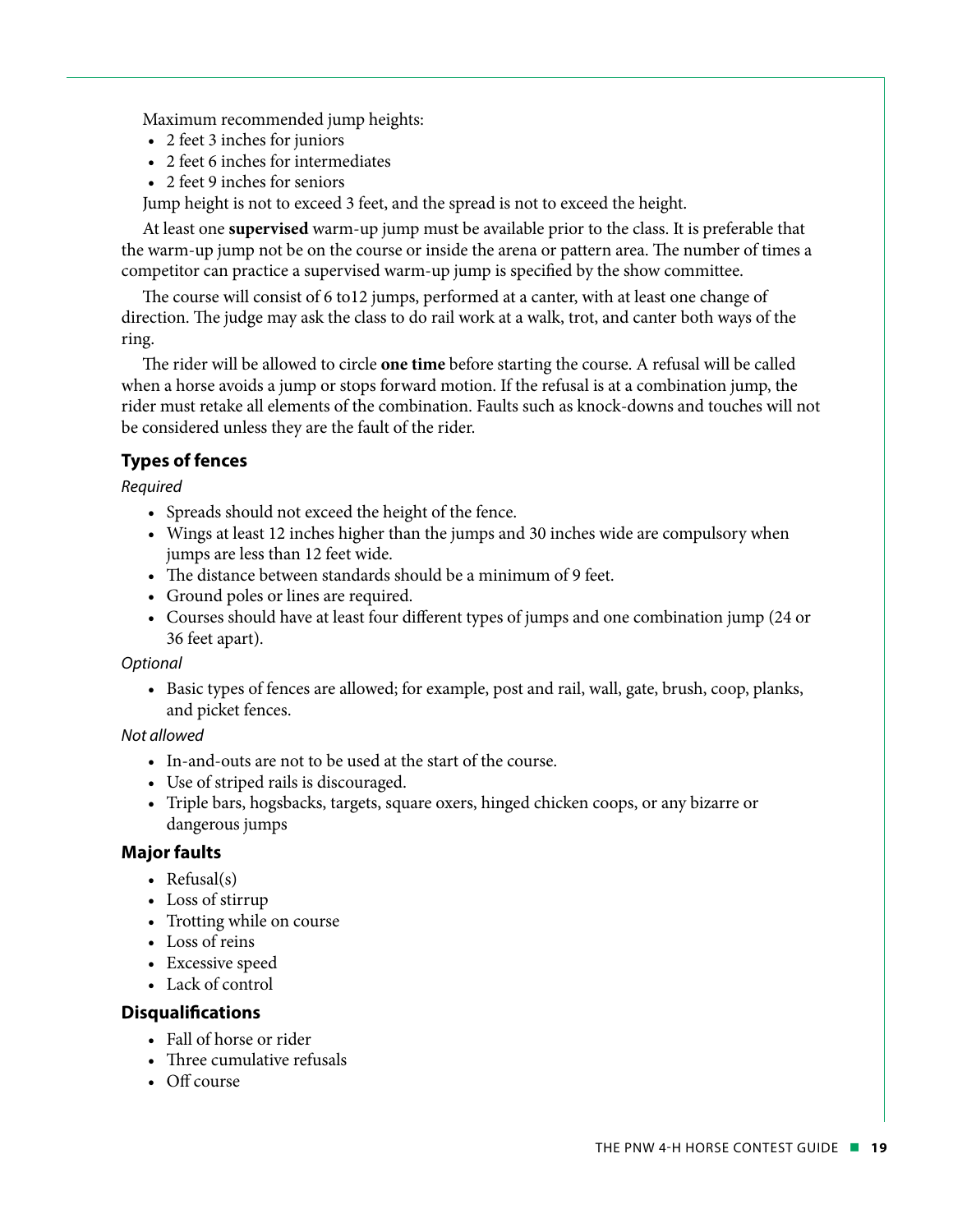Maximum recommended jump heights:

- 2 feet 3 inches for juniors
- 2 feet 6 inches for intermediates
- 2 feet 9 inches for seniors

Jump height is not to exceed 3 feet, and the spread is not to exceed the height.

At least one **supervised** warm-up jump must be available prior to the class. It is preferable that the warm-up jump not be on the course or inside the arena or pattern area. The number of times a competitor can practice a supervised warm-up jump is specified by the show committee.

The course will consist of 6 to12 jumps, performed at a canter, with at least one change of direction. The judge may ask the class to do rail work at a walk, trot, and canter both ways of the ring.

The rider will be allowed to circle **one time** before starting the course. A refusal will be called when a horse avoids a jump or stops forward motion. If the refusal is at a combination jump, the rider must retake all elements of the combination. Faults such as knock-downs and touches will not be considered unless they are the fault of the rider.

### Types of fences

*Required*

- Spreads should not exceed the height of the fence.
- Wings at least 12 inches higher than the jumps and 30 inches wide are compulsory when jumps are less than 12 feet wide.
- The distance between standards should be a minimum of 9 feet.
- Ground poles or lines are required.
- Courses should have at least four different types of jumps and one combination jump (24 or 36 feet apart).

*Optional*

- Basic types of fences are allowed; for example, post and rail, wall, gate, brush, coop, planks, and picket fences.

*Not allowed*

- In-and-outs are not to be used at the start of the course.
- Use of striped rails is discouraged.
- Triple bars, hogsbacks, targets, square oxers, hinged chicken coops, or any bizarre or dangerous jumps

### Major faults

- Refusal(s)
- Loss of stirrup
- Trotting while on course
- Loss of reins
- Excessive speed
- Lack of control

### Disqualifications

- Fall of horse or rider
- Three cumulative refusals
- Off course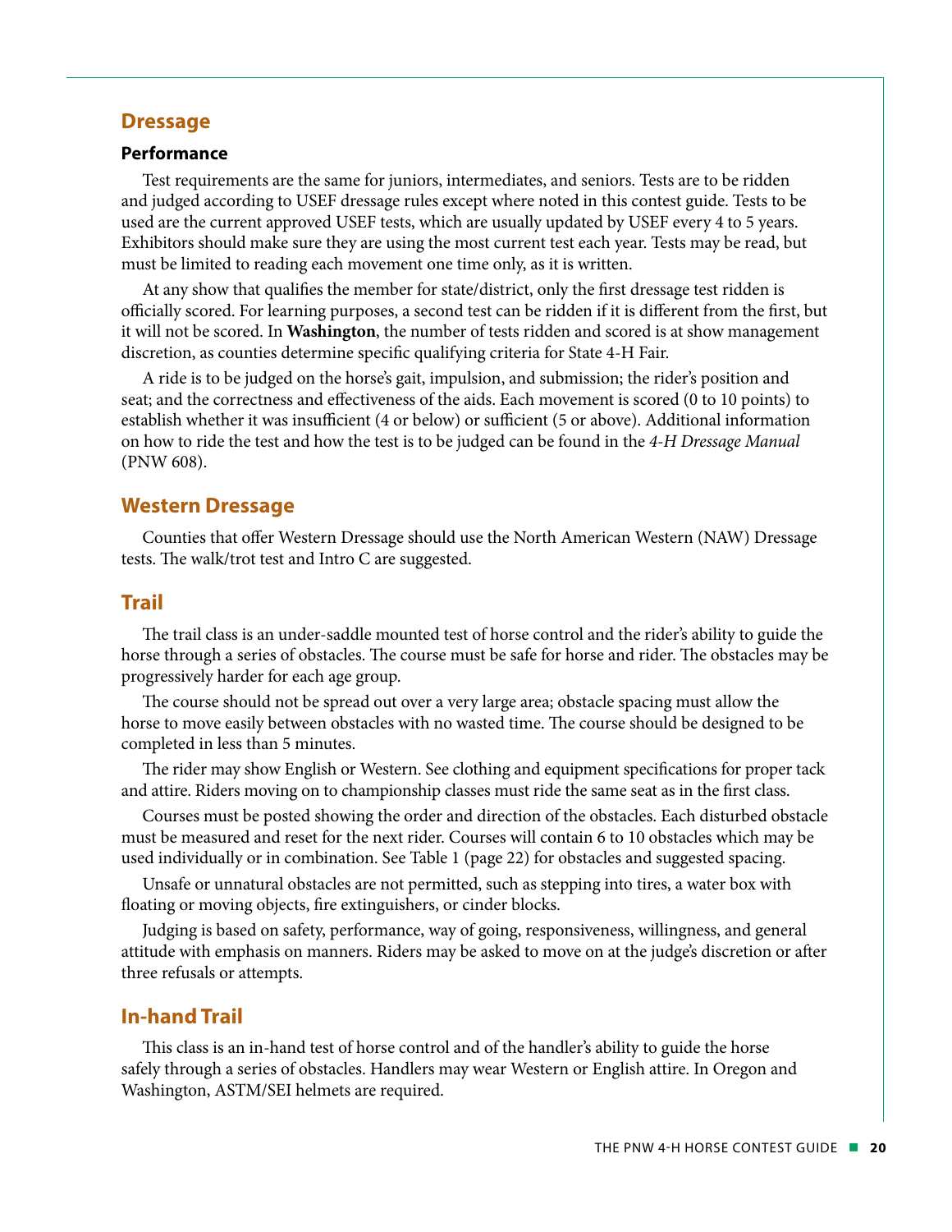## Dressage

### Performance

Test requirements are the same for juniors, intermediates, and seniors. Tests are to be ridden and judged according to USEF dressage rules except where noted in this contest guide. Tests to be used are the current approved USEF tests, which are usually updated by USEF every 4 to 5 years. Exhibitors should make sure they are using the most current test each year. Tests may be read, but must be limited to reading each movement one time only, as it is written.

At any show that qualifies the member for state/district, only the first dressage test ridden is officially scored. For learning purposes, a second test can be ridden if it is different from the first, but it will not be scored. In **Washington**, the number of tests ridden and scored is at show management discretion, as counties determine specific qualifying criteria for State 4-H Fair.

A ride is to be judged on the horse's gait, impulsion, and submission; the rider's position and seat; and the correctness and effectiveness of the aids. Each movement is scored (0 to 10 points) to establish whether it was insufficient (4 or below) or sufficient (5 or above). Additional information on how to ride the test and how the test is to be judged can be found in the *4-H Dressage Manual* (PNW 608).

## Western Dressage

Counties that offer Western Dressage should use the North American Western (NAW) Dressage tests. The walk/trot test and Intro C are suggested.

## Trail

The trail class is an under-saddle mounted test of horse control and the rider's ability to guide the horse through a series of obstacles. The course must be safe for horse and rider. The obstacles may be progressively harder for each age group.

The course should not be spread out over a very large area; obstacle spacing must allow the horse to move easily between obstacles with no wasted time. The course should be designed to be completed in less than 5 minutes.

The rider may show English or Western. See clothing and equipment specifications for proper tack and attire. Riders moving on to championship classes must ride the same seat as in the first class.

Courses must be posted showing the order and direction of the obstacles. Each disturbed obstacle must be measured and reset for the next rider. Courses will contain 6 to 10 obstacles which may be used individually or in combination. See Table 1 (page 22) for obstacles and suggested spacing.

Unsafe or unnatural obstacles are not permitted, such as stepping into tires, a water box with floating or moving objects, fire extinguishers, or cinder blocks.

Judging is based on safety, performance, way of going, responsiveness, willingness, and general attitude with emphasis on manners. Riders may be asked to move on at the judge's discretion or after three refusals or attempts.

## In-hand Trail

This class is an in-hand test of horse control and of the handler's ability to guide the horse safely through a series of obstacles. Handlers may wear Western or English attire. In Oregon and Washington, ASTM/SEI helmets are required.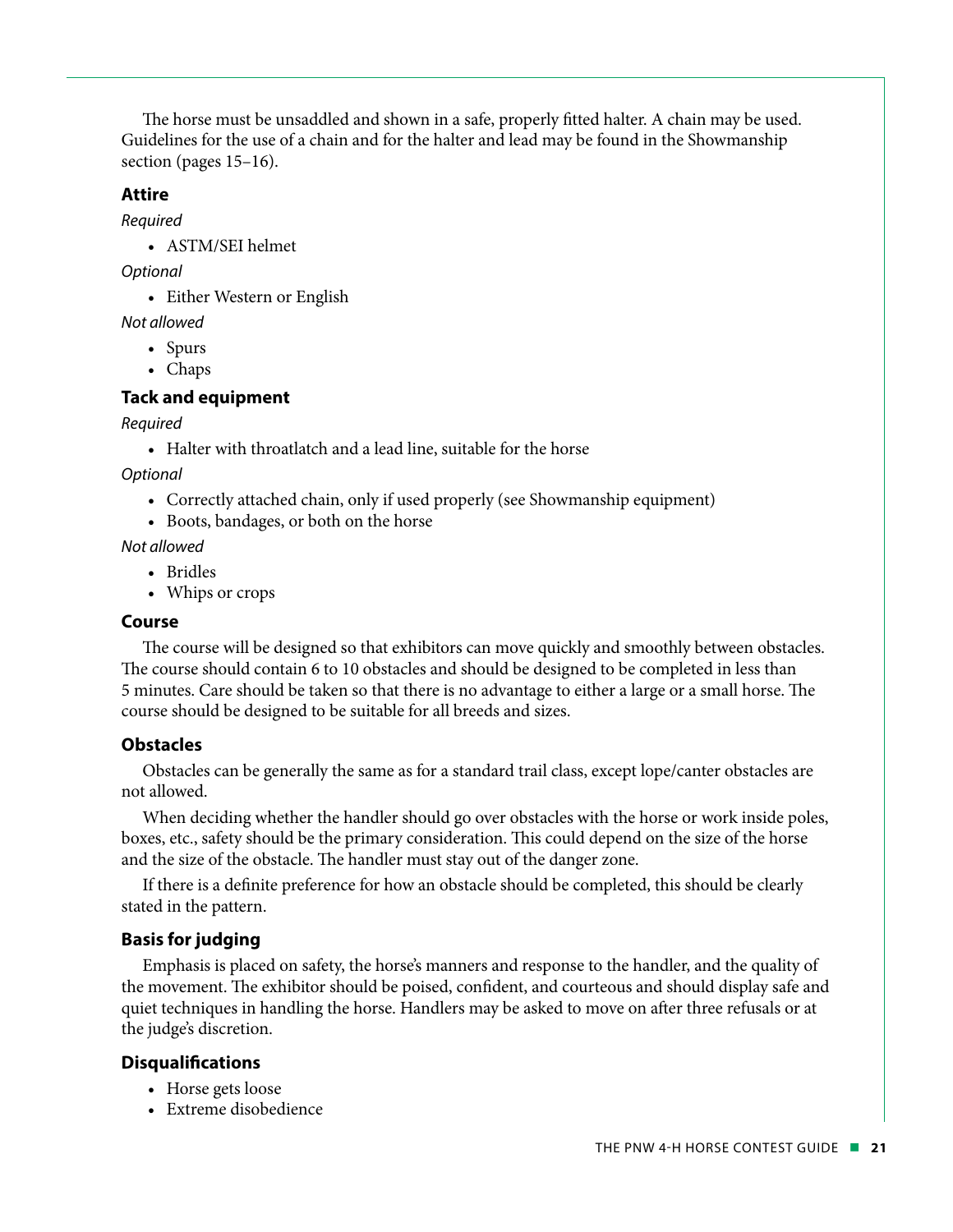The horse must be unsaddled and shown in a safe, properly fitted halter. A chain may be used. Guidelines for the use of a chain and for the halter and lead may be found in the Showmanship section (pages 15–16).

### Attire

*Required*

- ASTM/SEI helmet

*Optional*

- Either Western or English

*Not allowed*

- Spurs
- Chaps

### Tack and equipment

*Required*

- Halter with throatlatch and a lead line, suitable for the horse

*Optional*

- Correctly attached chain, only if used properly (see Showmanship equipment)
- Boots, bandages, or both on the horse

*Not allowed*

- Bridles
- Whips or crops

### Course

The course will be designed so that exhibitors can move quickly and smoothly between obstacles. The course should contain 6 to 10 obstacles and should be designed to be completed in less than 5 minutes. Care should be taken so that there is no advantage to either a large or a small horse. The course should be designed to be suitable for all breeds and sizes.

### Obstacles

Obstacles can be generally the same as for a standard trail class, except lope/canter obstacles are not allowed.

When deciding whether the handler should go over obstacles with the horse or work inside poles, boxes, etc., safety should be the primary consideration. This could depend on the size of the horse and the size of the obstacle. The handler must stay out of the danger zone.

If there is a definite preference for how an obstacle should be completed, this should be clearly stated in the pattern.

### Basis for judging

Emphasis is placed on safety, the horse's manners and response to the handler, and the quality of the movement. The exhibitor should be poised, confident, and courteous and should display safe and quiet techniques in handling the horse. Handlers may be asked to move on after three refusals or at the judge's discretion.

### Disqualifications

- Horse gets loose
- Extreme disobedience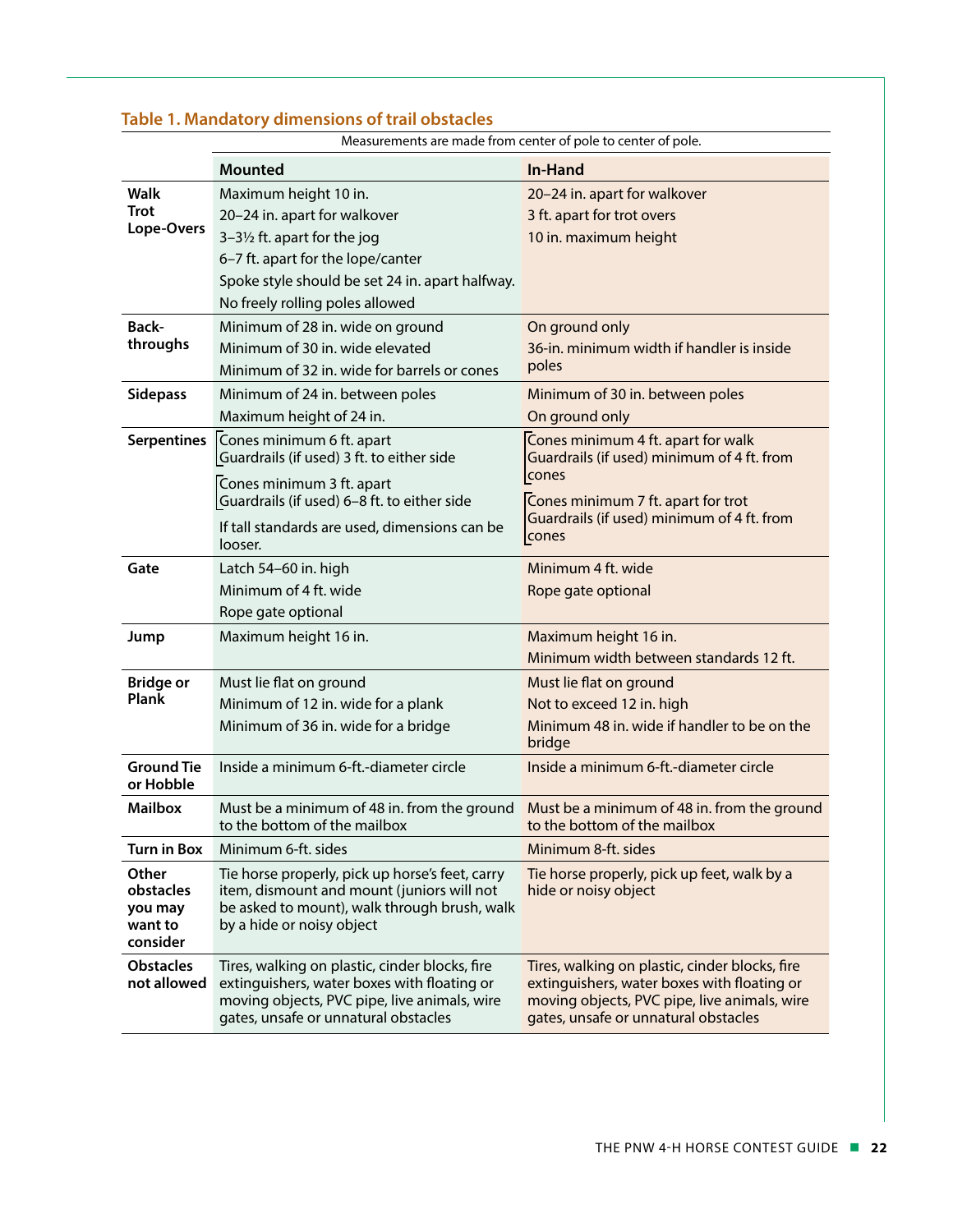**Table 1. Mandatory dimensions of trail obstacles**

Measurements are made from center of pole to center of pole.

| | Mounted | In-Hand |
|---|---|---|
| **Walk Trot Lope-Overs** | Maximum height 10 in.<br>20–24 in. apart for walkover<br>3–3½ ft. apart for the jog<br>6–7 ft. apart for the lope/canter<br>Spoke style should be set 24 in. apart halfway.<br>No freely rolling poles allowed | 20–24 in. apart for walkover<br>3 ft. apart for trot overs<br>10 in. maximum height |
| **Back-throughs** | Minimum of 28 in. wide on ground<br>Minimum of 30 in. wide elevated<br>Minimum of 32 in. wide for barrels or cones | On ground only<br>36-in. minimum width if handler is inside poles |
| **Sidepass** | Minimum of 24 in. between poles<br>Maximum height of 24 in. | Minimum of 30 in. between poles<br>On ground only |
| **Serpentines** | Cones minimum 6 ft. apart<br>Guardrails (if used) 3 ft. to either side<br><br>Cones minimum 3 ft. apart<br>Guardrails (if used) 6–8 ft. to either side<br><br>If tall standards are used, dimensions can be looser. | Cones minimum 4 ft. apart for walk<br>Guardrails (if used) minimum of 4 ft. from cones<br><br>Cones minimum 7 ft. apart for trot<br>Guardrails (if used) minimum of 4 ft. from cones |
| **Gate** | Latch 54–60 in. high<br>Minimum of 4 ft. wide<br>Rope gate optional | Minimum 4 ft. wide<br>Rope gate optional |
| **Jump** | Maximum height 16 in. | Maximum height 16 in.<br>Minimum width between standards 12 ft. |
| **Bridge or Plank** | Must lie flat on ground<br>Minimum of 12 in. wide for a plank<br>Minimum of 36 in. wide for a bridge | Must lie flat on ground<br>Not to exceed 12 in. high<br>Minimum 48 in. wide if handler to be on the bridge |
| **Ground Tie or Hobble** | Inside a minimum 6-ft.-diameter circle | Inside a minimum 6-ft.-diameter circle |
| **Mailbox** | Must be a minimum of 48 in. from the ground to the bottom of the mailbox | Must be a minimum of 48 in. from the ground to the bottom of the mailbox |
| **Turn in Box** | Minimum 6-ft. sides | Minimum 8-ft. sides |
| **Other obstacles you may want to consider** | Tie horse properly, pick up horse's feet, carry item, dismount and mount (juniors will not be asked to mount), walk through brush, walk by a hide or noisy object | Tie horse properly, pick up feet, walk by a hide or noisy object |
| **Obstacles not allowed** | Tires, walking on plastic, cinder blocks, fire extinguishers, water boxes with floating or moving objects, PVC pipe, live animals, wire gates, unsafe or unnatural obstacles | Tires, walking on plastic, cinder blocks, fire extinguishers, water boxes with floating or moving objects, PVC pipe, live animals, wire gates, unsafe or unnatural obstacles |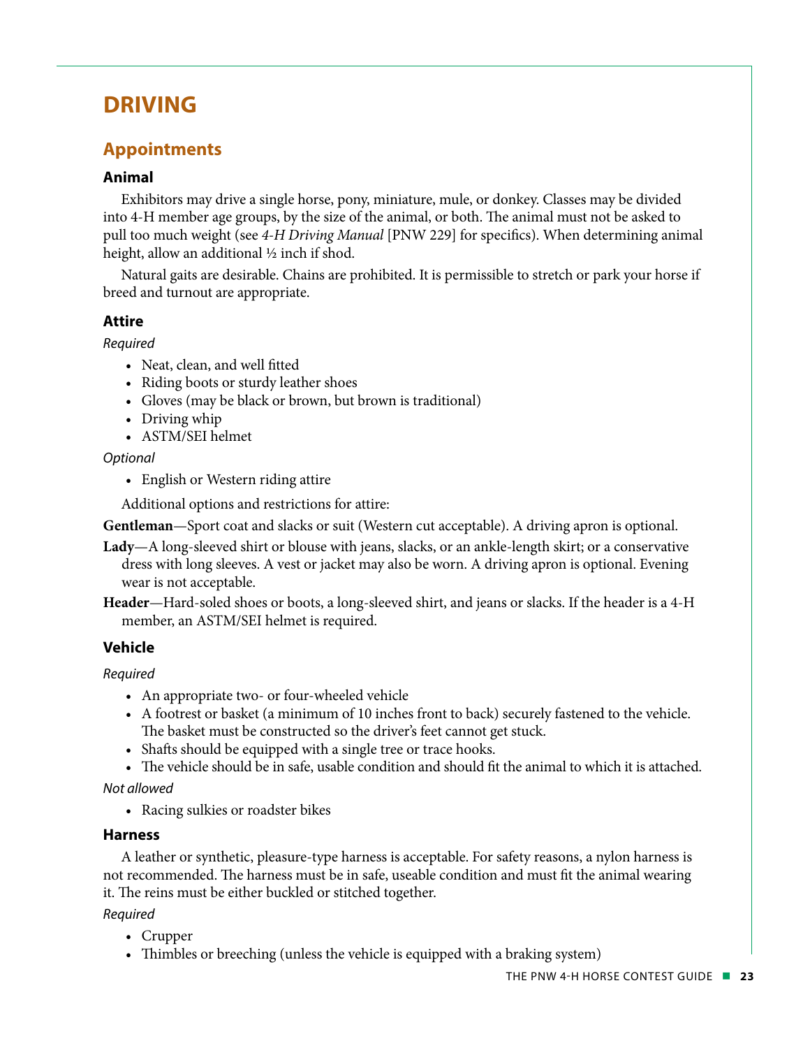# DRIVING

## Appointments

### Animal

Exhibitors may drive a single horse, pony, miniature, mule, or donkey. Classes may be divided into 4-H member age groups, by the size of the animal, or both. The animal must not be asked to pull too much weight (see *4-H Driving Manual* [PNW 229] for specifics). When determining animal height, allow an additional ½ inch if shod.

Natural gaits are desirable. Chains are prohibited. It is permissible to stretch or park your horse if breed and turnout are appropriate.

### Attire

*Required*

- Neat, clean, and well fitted
- Riding boots or sturdy leather shoes
- Gloves (may be black or brown, but brown is traditional)
- Driving whip
- ASTM/SEI helmet

*Optional*

- English or Western riding attire

Additional options and restrictions for attire:

**Gentleman**—Sport coat and slacks or suit (Western cut acceptable). A driving apron is optional.

**Lady**—A long-sleeved shirt or blouse with jeans, slacks, or an ankle-length skirt; or a conservative dress with long sleeves. A vest or jacket may also be worn. A driving apron is optional. Evening wear is not acceptable.

**Header**—Hard-soled shoes or boots, a long-sleeved shirt, and jeans or slacks. If the header is a 4-H member, an ASTM/SEI helmet is required.

### Vehicle

*Required*

- An appropriate two- or four-wheeled vehicle
- A footrest or basket (a minimum of 10 inches front to back) securely fastened to the vehicle. The basket must be constructed so the driver's feet cannot get stuck.
- Shafts should be equipped with a single tree or trace hooks.
- The vehicle should be in safe, usable condition and should fit the animal to which it is attached.

*Not allowed*

- Racing sulkies or roadster bikes

### Harness

A leather or synthetic, pleasure-type harness is acceptable. For safety reasons, a nylon harness is not recommended. The harness must be in safe, useable condition and must fit the animal wearing it. The reins must be either buckled or stitched together.

*Required*

- Crupper
- Thimbles or breeching (unless the vehicle is equipped with a braking system)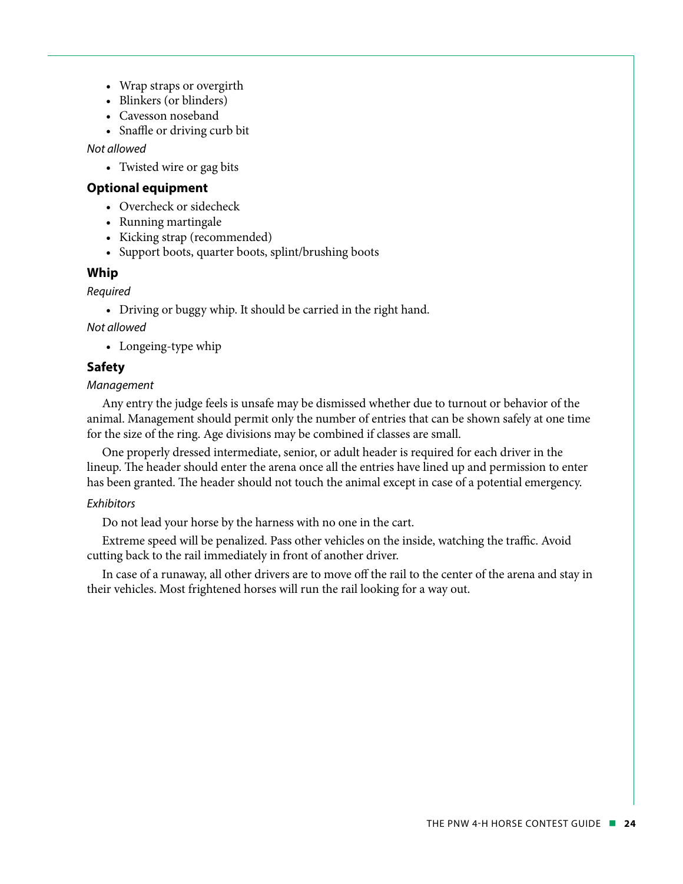- Wrap straps or overgirth
- Blinkers (or blinders)
- Cavesson noseband
- Snaffle or driving curb bit

*Not allowed*

- Twisted wire or gag bits

### Optional equipment

- Overcheck or sidecheck
- Running martingale
- Kicking strap (recommended)
- Support boots, quarter boots, splint/brushing boots

### Whip

*Required*

- Driving or buggy whip. It should be carried in the right hand.

*Not allowed*

- Longeing-type whip

### Safety

*Management*

Any entry the judge feels is unsafe may be dismissed whether due to turnout or behavior of the animal. Management should permit only the number of entries that can be shown safely at one time for the size of the ring. Age divisions may be combined if classes are small.

One properly dressed intermediate, senior, or adult header is required for each driver in the lineup. The header should enter the arena once all the entries have lined up and permission to enter has been granted. The header should not touch the animal except in case of a potential emergency.

*Exhibitors*

Do not lead your horse by the harness with no one in the cart.

Extreme speed will be penalized. Pass other vehicles on the inside, watching the traffic. Avoid cutting back to the rail immediately in front of another driver.

In case of a runaway, all other drivers are to move off the rail to the center of the arena and stay in their vehicles. Most frightened horses will run the rail looking for a way out.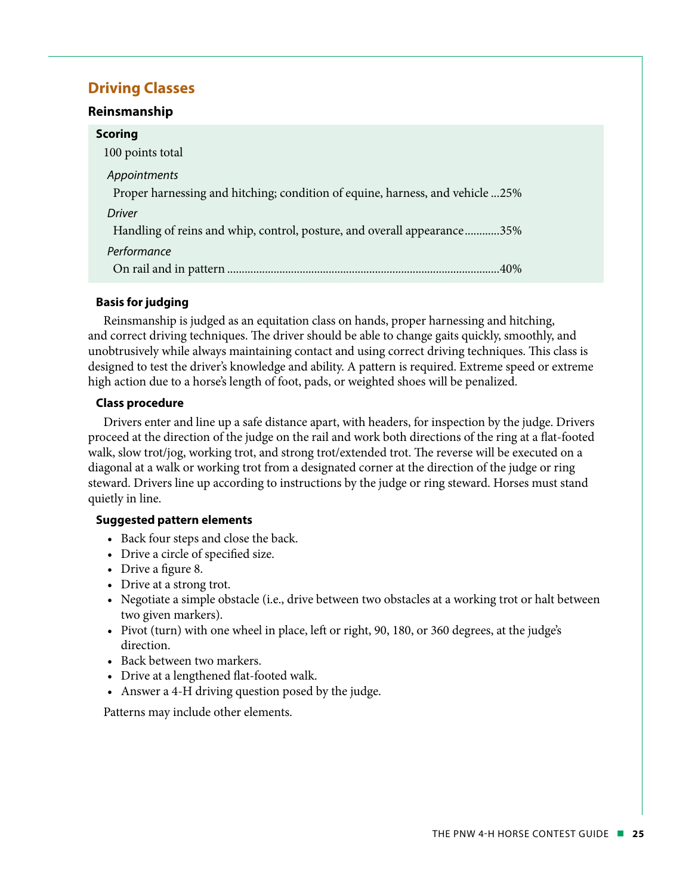## Driving Classes

### Reinsmanship

**Scoring**

100 points total

*Appointments*

Proper harnessing and hitching; condition of equine, harness, and vehicle ...25%

*Driver*

Handling of reins and whip, control, posture, and overall appearance............35%

*Performance*

On rail and in pattern ............................................................................................40%

#### Basis for judging

Reinsmanship is judged as an equitation class on hands, proper harnessing and hitching, and correct driving techniques. The driver should be able to change gaits quickly, smoothly, and unobtrusively while always maintaining contact and using correct driving techniques. This class is designed to test the driver's knowledge and ability. A pattern is required. Extreme speed or extreme high action due to a horse's length of foot, pads, or weighted shoes will be penalized.

#### Class procedure

Drivers enter and line up a safe distance apart, with headers, for inspection by the judge. Drivers proceed at the direction of the judge on the rail and work both directions of the ring at a flat-footed walk, slow trot/jog, working trot, and strong trot/extended trot. The reverse will be executed on a diagonal at a walk or working trot from a designated corner at the direction of the judge or ring steward. Drivers line up according to instructions by the judge or ring steward. Horses must stand quietly in line.

#### Suggested pattern elements

- Back four steps and close the back.
- Drive a circle of specified size.
- Drive a figure 8.
- Drive at a strong trot.
- Negotiate a simple obstacle (i.e., drive between two obstacles at a working trot or halt between two given markers).
- Pivot (turn) with one wheel in place, left or right, 90, 180, or 360 degrees, at the judge's direction.
- Back between two markers.
- Drive at a lengthened flat-footed walk.
- Answer a 4-H driving question posed by the judge.

Patterns may include other elements.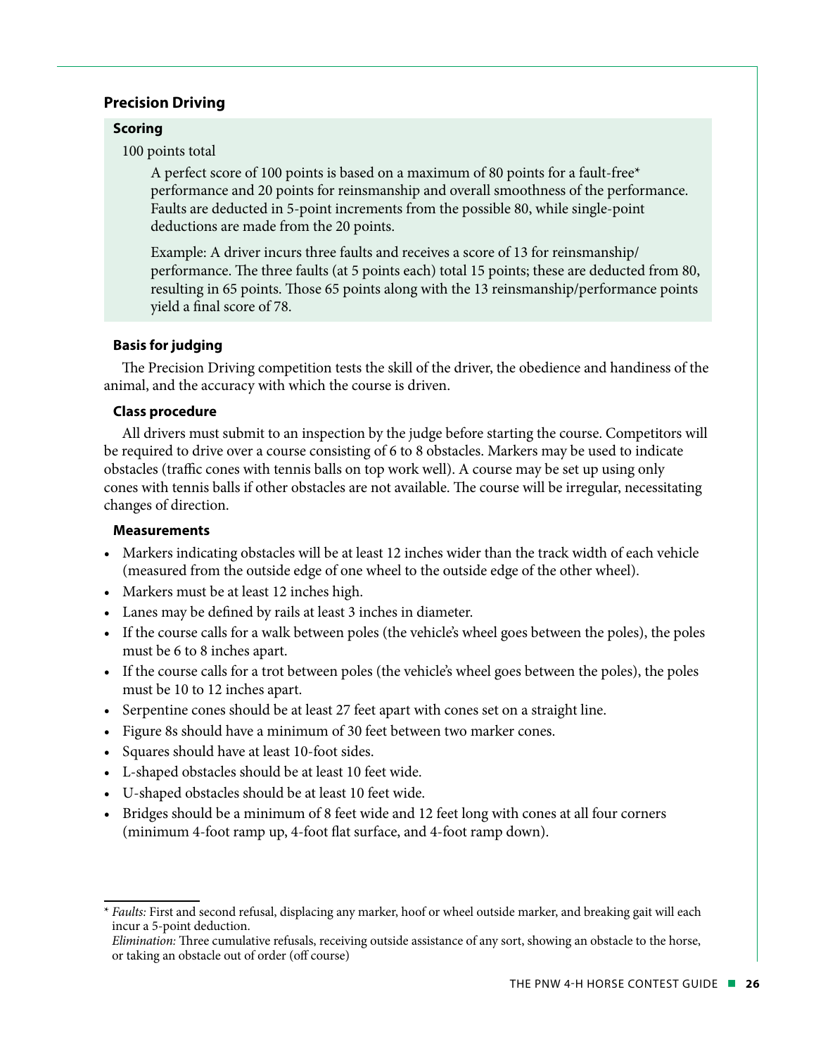## Precision Driving

### Scoring

100 points total

A perfect score of 100 points is based on a maximum of 80 points for a fault-free* performance and 20 points for reinsmanship and overall smoothness of the performance. Faults are deducted in 5-point increments from the possible 80, while single-point deductions are made from the 20 points.

Example: A driver incurs three faults and receives a score of 13 for reinsmanship/performance. The three faults (at 5 points each) total 15 points; these are deducted from 80, resulting in 65 points. Those 65 points along with the 13 reinsmanship/performance points yield a final score of 78.

### Basis for judging

The Precision Driving competition tests the skill of the driver, the obedience and handiness of the animal, and the accuracy with which the course is driven.

### Class procedure

All drivers must submit to an inspection by the judge before starting the course. Competitors will be required to drive over a course consisting of 6 to 8 obstacles. Markers may be used to indicate obstacles (traffic cones with tennis balls on top work well). A course may be set up using only cones with tennis balls if other obstacles are not available. The course will be irregular, necessitating changes of direction.

### Measurements

- Markers indicating obstacles will be at least 12 inches wider than the track width of each vehicle (measured from the outside edge of one wheel to the outside edge of the other wheel).
- Markers must be at least 12 inches high.
- Lanes may be defined by rails at least 3 inches in diameter.
- If the course calls for a walk between poles (the vehicle's wheel goes between the poles), the poles must be 6 to 8 inches apart.
- If the course calls for a trot between poles (the vehicle's wheel goes between the poles), the poles must be 10 to 12 inches apart.
- Serpentine cones should be at least 27 feet apart with cones set on a straight line.
- Figure 8s should have a minimum of 30 feet between two marker cones.
- Squares should have at least 10-foot sides.
- L-shaped obstacles should be at least 10 feet wide.
- U-shaped obstacles should be at least 10 feet wide.
- Bridges should be a minimum of 8 feet wide and 12 feet long with cones at all four corners (minimum 4-foot ramp up, 4-foot flat surface, and 4-foot ramp down).

---

\* *Faults:* First and second refusal, displacing any marker, hoof or wheel outside marker, and breaking gait will each incur a 5-point deduction.

*Elimination:* Three cumulative refusals, receiving outside assistance of any sort, showing an obstacle to the horse, or taking an obstacle out of order (off course)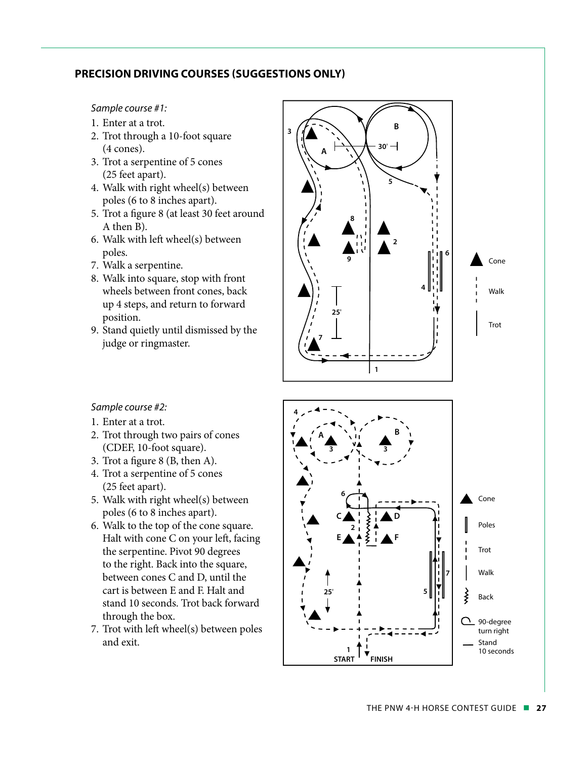## PRECISION DRIVING COURSES (SUGGESTIONS ONLY)

*Sample course #1:*

1. Enter at a trot.
2. Trot through a 10-foot square (4 cones).
3. Trot a serpentine of 5 cones (25 feet apart).
4. Walk with right wheel(s) between poles (6 to 8 inches apart).
5. Trot a figure 8 (at least 30 feet around A then B).
6. Walk with left wheel(s) between poles.
7. Walk a serpentine.
8. Walk into square, stop with front wheels between front cones, back up 4 steps, and return to forward position.
9. Stand quietly until dismissed by the judge or ringmaster.

*Sample course #2:*

1. Enter at a trot.
2. Trot through two pairs of cones (CDEF, 10-foot square).
3. Trot a figure 8 (B, then A).
4. Trot a serpentine of 5 cones (25 feet apart).
5. Walk with right wheel(s) between poles (6 to 8 inches apart).
6. Walk to the top of the cone square. Halt with cone C on your left, facing the serpentine. Pivot 90 degrees to the right. Back into the square, between cones C and D, until the cart is between E and F. Halt and stand 10 seconds. Trot back forward through the box.
7. Trot with left wheel(s) between poles and exit.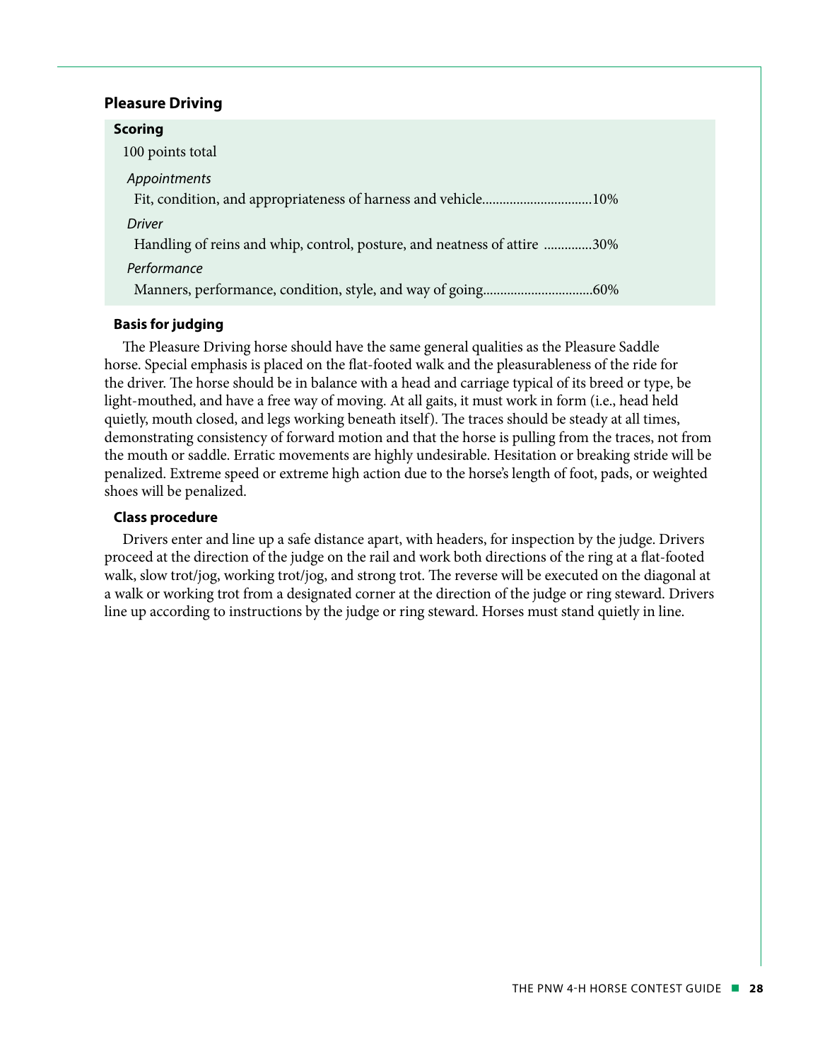### Pleasure Driving

#### Scoring

100 points total

*Appointments*

Fit, condition, and appropriateness of harness and vehicle...............................10%

*Driver*

Handling of reins and whip, control, posture, and neatness of attire ..............30%

*Performance*

Manners, performance, condition, style, and way of going...............................60%

#### Basis for judging

The Pleasure Driving horse should have the same general qualities as the Pleasure Saddle horse. Special emphasis is placed on the flat-footed walk and the pleasurableness of the ride for the driver. The horse should be in balance with a head and carriage typical of its breed or type, be light-mouthed, and have a free way of moving. At all gaits, it must work in form (i.e., head held quietly, mouth closed, and legs working beneath itself). The traces should be steady at all times, demonstrating consistency of forward motion and that the horse is pulling from the traces, not from the mouth or saddle. Erratic movements are highly undesirable. Hesitation or breaking stride will be penalized. Extreme speed or extreme high action due to the horse's length of foot, pads, or weighted shoes will be penalized.

#### Class procedure

Drivers enter and line up a safe distance apart, with headers, for inspection by the judge. Drivers proceed at the direction of the judge on the rail and work both directions of the ring at a flat-footed walk, slow trot/jog, working trot/jog, and strong trot. The reverse will be executed on the diagonal at a walk or working trot from a designated corner at the direction of the judge or ring steward. Drivers line up according to instructions by the judge or ring steward. Horses must stand quietly in line.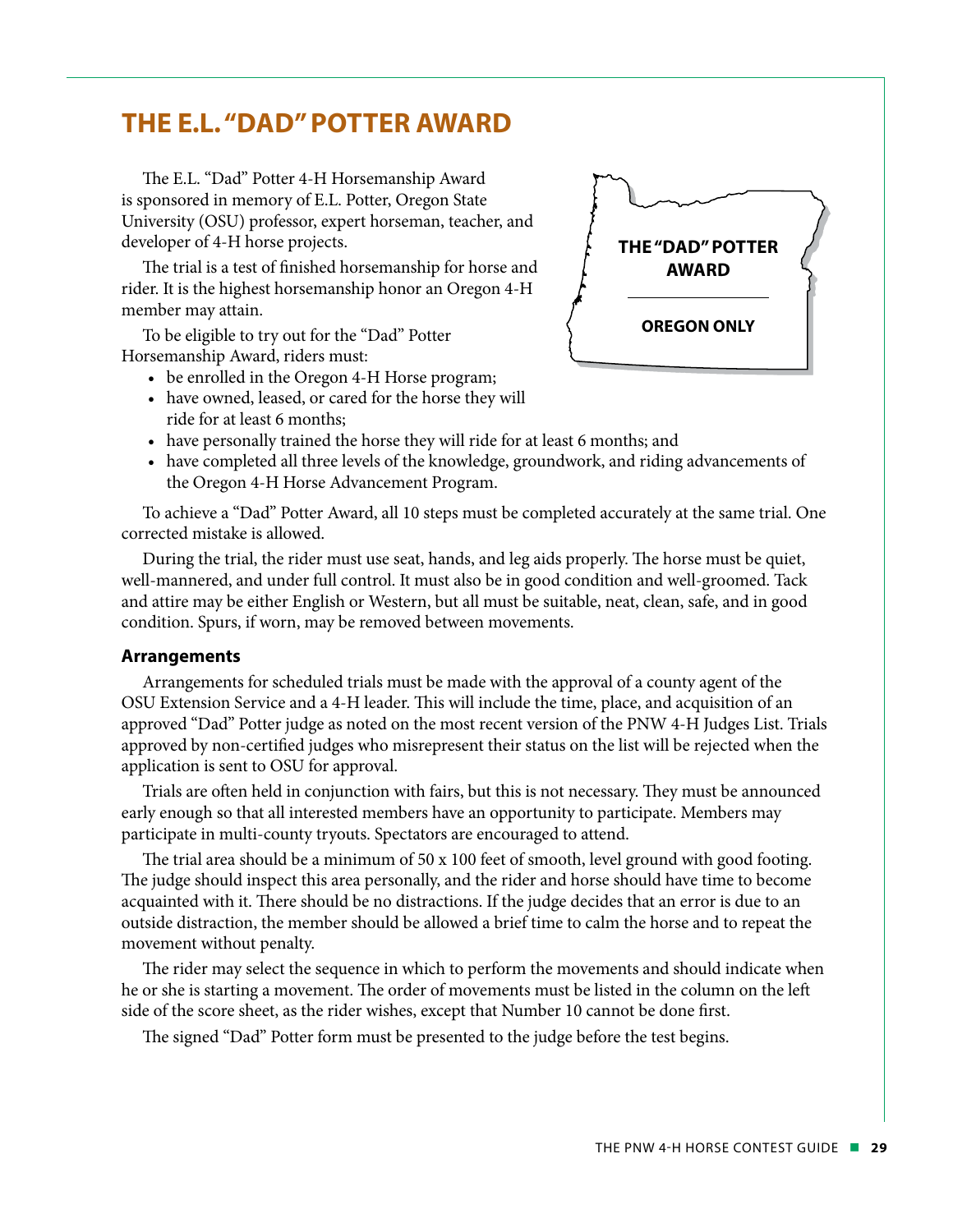# THE E.L. "DAD" POTTER AWARD

The E.L. "Dad" Potter 4-H Horsemanship Award is sponsored in memory of E.L. Potter, Oregon State University (OSU) professor, expert horseman, teacher, and developer of 4-H horse projects.

The trial is a test of finished horsemanship for horse and rider. It is the highest horsemanship honor an Oregon 4-H member may attain.

**THE "DAD" POTTER AWARD**

**OREGON ONLY**

To be eligible to try out for the "Dad" Potter Horsemanship Award, riders must:

- be enrolled in the Oregon 4-H Horse program;
- have owned, leased, or cared for the horse they will ride for at least 6 months;
- have personally trained the horse they will ride for at least 6 months; and
- have completed all three levels of the knowledge, groundwork, and riding advancements of the Oregon 4-H Horse Advancement Program.

To achieve a "Dad" Potter Award, all 10 steps must be completed accurately at the same trial. One corrected mistake is allowed.

During the trial, the rider must use seat, hands, and leg aids properly. The horse must be quiet, well-mannered, and under full control. It must also be in good condition and well-groomed. Tack and attire may be either English or Western, but all must be suitable, neat, clean, safe, and in good condition. Spurs, if worn, may be removed between movements.

### Arrangements

Arrangements for scheduled trials must be made with the approval of a county agent of the OSU Extension Service and a 4-H leader. This will include the time, place, and acquisition of an approved "Dad" Potter judge as noted on the most recent version of the PNW 4-H Judges List. Trials approved by non-certified judges who misrepresent their status on the list will be rejected when the application is sent to OSU for approval.

Trials are often held in conjunction with fairs, but this is not necessary. They must be announced early enough so that all interested members have an opportunity to participate. Members may participate in multi-county tryouts. Spectators are encouraged to attend.

The trial area should be a minimum of 50 x 100 feet of smooth, level ground with good footing. The judge should inspect this area personally, and the rider and horse should have time to become acquainted with it. There should be no distractions. If the judge decides that an error is due to an outside distraction, the member should be allowed a brief time to calm the horse and to repeat the movement without penalty.

The rider may select the sequence in which to perform the movements and should indicate when he or she is starting a movement. The order of movements must be listed in the column on the left side of the score sheet, as the rider wishes, except that Number 10 cannot be done first.

The signed "Dad" Potter form must be presented to the judge before the test begins.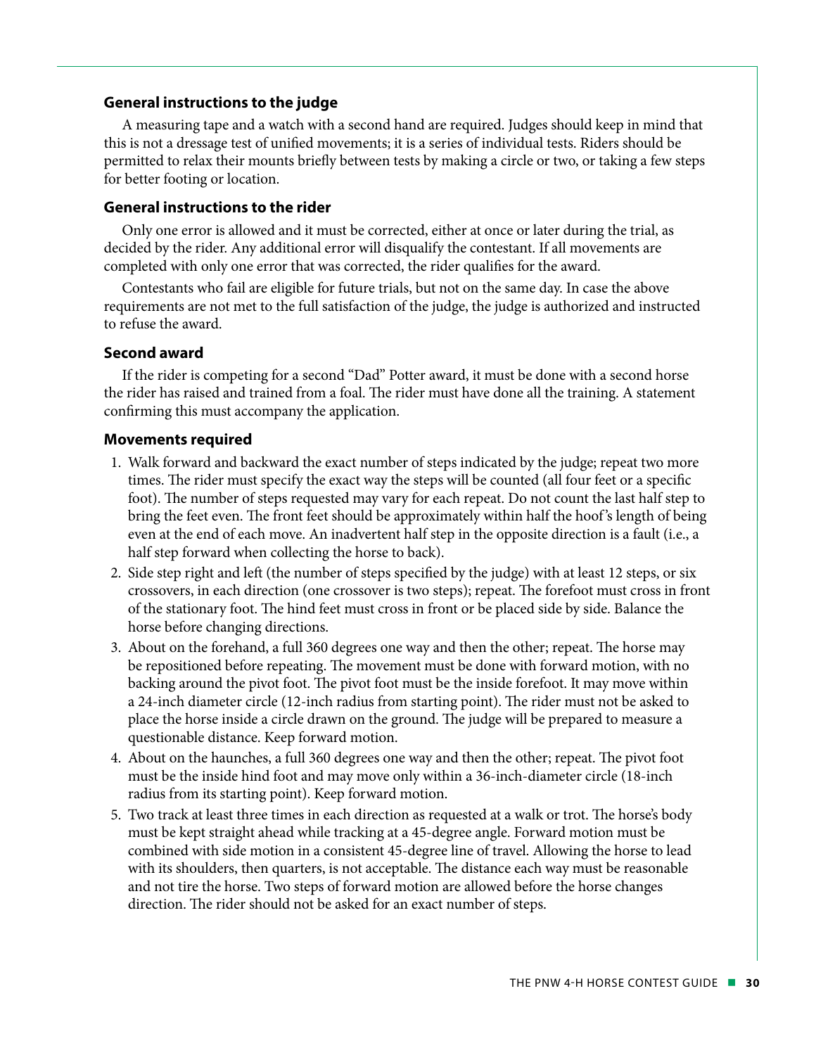### General instructions to the judge

A measuring tape and a watch with a second hand are required. Judges should keep in mind that this is not a dressage test of unified movements; it is a series of individual tests. Riders should be permitted to relax their mounts briefly between tests by making a circle or two, or taking a few steps for better footing or location.

### General instructions to the rider

Only one error is allowed and it must be corrected, either at once or later during the trial, as decided by the rider. Any additional error will disqualify the contestant. If all movements are completed with only one error that was corrected, the rider qualifies for the award.

Contestants who fail are eligible for future trials, but not on the same day. In case the above requirements are not met to the full satisfaction of the judge, the judge is authorized and instructed to refuse the award.

### Second award

If the rider is competing for a second "Dad" Potter award, it must be done with a second horse the rider has raised and trained from a foal. The rider must have done all the training. A statement confirming this must accompany the application.

### Movements required

1. Walk forward and backward the exact number of steps indicated by the judge; repeat two more times. The rider must specify the exact way the steps will be counted (all four feet or a specific foot). The number of steps requested may vary for each repeat. Do not count the last half step to bring the feet even. The front feet should be approximately within half the hoof's length of being even at the end of each move. An inadvertent half step in the opposite direction is a fault (i.e., a half step forward when collecting the horse to back).
2. Side step right and left (the number of steps specified by the judge) with at least 12 steps, or six crossovers, in each direction (one crossover is two steps); repeat. The forefoot must cross in front of the stationary foot. The hind feet must cross in front or be placed side by side. Balance the horse before changing directions.
3. About on the forehand, a full 360 degrees one way and then the other; repeat. The horse may be repositioned before repeating. The movement must be done with forward motion, with no backing around the pivot foot. The pivot foot must be the inside forefoot. It may move within a 24-inch diameter circle (12-inch radius from starting point). The rider must not be asked to place the horse inside a circle drawn on the ground. The judge will be prepared to measure a questionable distance. Keep forward motion.
4. About on the haunches, a full 360 degrees one way and then the other; repeat. The pivot foot must be the inside hind foot and may move only within a 36-inch-diameter circle (18-inch radius from its starting point). Keep forward motion.
5. Two track at least three times in each direction as requested at a walk or trot. The horse's body must be kept straight ahead while tracking at a 45-degree angle. Forward motion must be combined with side motion in a consistent 45-degree line of travel. Allowing the horse to lead with its shoulders, then quarters, is not acceptable. The distance each way must be reasonable and not tire the horse. Two steps of forward motion are allowed before the horse changes direction. The rider should not be asked for an exact number of steps.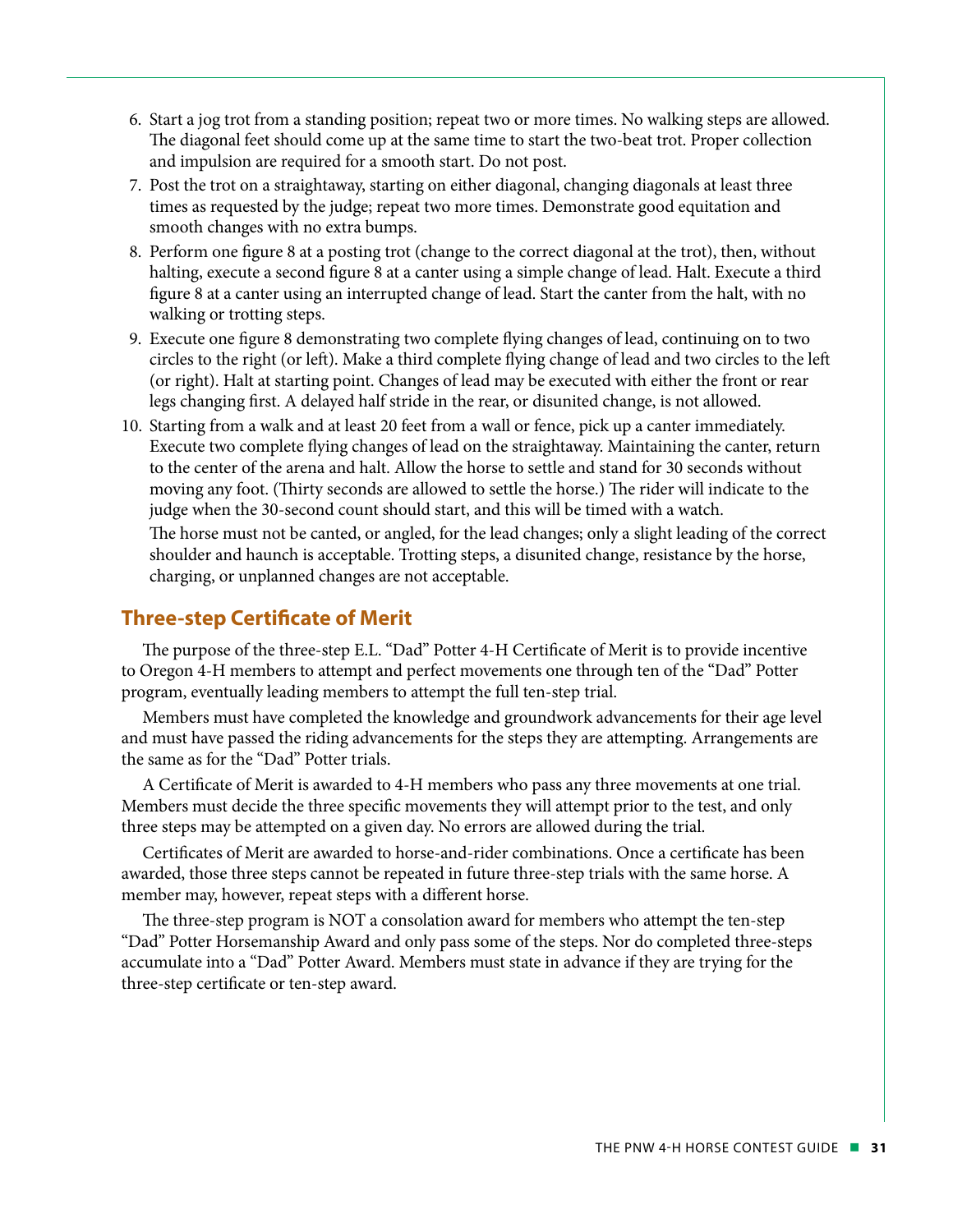6. Start a jog trot from a standing position; repeat two or more times. No walking steps are allowed. The diagonal feet should come up at the same time to start the two-beat trot. Proper collection and impulsion are required for a smooth start. Do not post.
7. Post the trot on a straightaway, starting on either diagonal, changing diagonals at least three times as requested by the judge; repeat two more times. Demonstrate good equitation and smooth changes with no extra bumps.
8. Perform one figure 8 at a posting trot (change to the correct diagonal at the trot), then, without halting, execute a second figure 8 at a canter using a simple change of lead. Halt. Execute a third figure 8 at a canter using an interrupted change of lead. Start the canter from the halt, with no walking or trotting steps.
9. Execute one figure 8 demonstrating two complete flying changes of lead, continuing on to two circles to the right (or left). Make a third complete flying change of lead and two circles to the left (or right). Halt at starting point. Changes of lead may be executed with either the front or rear legs changing first. A delayed half stride in the rear, or disunited change, is not allowed.
10. Starting from a walk and at least 20 feet from a wall or fence, pick up a canter immediately. Execute two complete flying changes of lead on the straightaway. Maintaining the canter, return to the center of the arena and halt. Allow the horse to settle and stand for 30 seconds without moving any foot. (Thirty seconds are allowed to settle the horse.) The rider will indicate to the judge when the 30-second count should start, and this will be timed with a watch.

    The horse must not be canted, or angled, for the lead changes; only a slight leading of the correct shoulder and haunch is acceptable. Trotting steps, a disunited change, resistance by the horse, charging, or unplanned changes are not acceptable.

## Three-step Certificate of Merit

The purpose of the three-step E.L. "Dad" Potter 4-H Certificate of Merit is to provide incentive to Oregon 4-H members to attempt and perfect movements one through ten of the "Dad" Potter program, eventually leading members to attempt the full ten-step trial.

Members must have completed the knowledge and groundwork advancements for their age level and must have passed the riding advancements for the steps they are attempting. Arrangements are the same as for the "Dad" Potter trials.

A Certificate of Merit is awarded to 4-H members who pass any three movements at one trial. Members must decide the three specific movements they will attempt prior to the test, and only three steps may be attempted on a given day. No errors are allowed during the trial.

Certificates of Merit are awarded to horse-and-rider combinations. Once a certificate has been awarded, those three steps cannot be repeated in future three-step trials with the same horse. A member may, however, repeat steps with a different horse.

The three-step program is NOT a consolation award for members who attempt the ten-step "Dad" Potter Horsemanship Award and only pass some of the steps. Nor do completed three-steps accumulate into a "Dad" Potter Award. Members must state in advance if they are trying for the three-step certificate or ten-step award.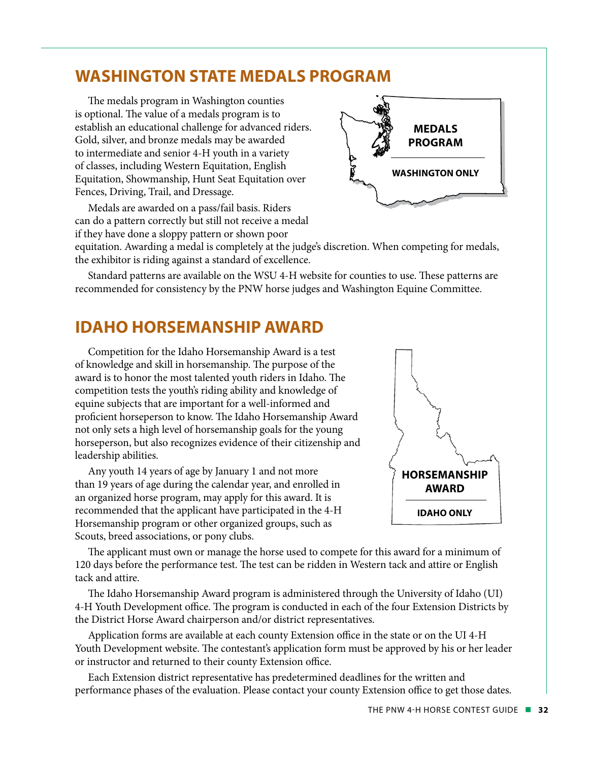## WASHINGTON STATE MEDALS PROGRAM

The medals program in Washington counties is optional. The value of a medals program is to establish an educational challenge for advanced riders. Gold, silver, and bronze medals may be awarded to intermediate and senior 4-H youth in a variety of classes, including Western Equitation, English Equitation, Showmanship, Hunt Seat Equitation over Fences, Driving, Trail, and Dressage.

**MEDALS PROGRAM**

**WASHINGTON ONLY**

Medals are awarded on a pass/fail basis. Riders can do a pattern correctly but still not receive a medal if they have done a sloppy pattern or shown poor equitation. Awarding a medal is completely at the judge's discretion. When competing for medals, the exhibitor is riding against a standard of excellence.

Standard patterns are available on the WSU 4-H website for counties to use. These patterns are recommended for consistency by the PNW horse judges and Washington Equine Committee.

## IDAHO HORSEMANSHIP AWARD

Competition for the Idaho Horsemanship Award is a test of knowledge and skill in horsemanship. The purpose of the award is to honor the most talented youth riders in Idaho. The competition tests the youth's riding ability and knowledge of equine subjects that are important for a well-informed and proficient horseperson to know. The Idaho Horsemanship Award not only sets a high level of horsemanship goals for the young horseperson, but also recognizes evidence of their citizenship and leadership abilities.

**HORSEMANSHIP AWARD**

**IDAHO ONLY**

Any youth 14 years of age by January 1 and not more than 19 years of age during the calendar year, and enrolled in an organized horse program, may apply for this award. It is recommended that the applicant have participated in the 4-H Horsemanship program or other organized groups, such as Scouts, breed associations, or pony clubs.

The applicant must own or manage the horse used to compete for this award for a minimum of 120 days before the performance test. The test can be ridden in Western tack and attire or English tack and attire.

The Idaho Horsemanship Award program is administered through the University of Idaho (UI) 4-H Youth Development office. The program is conducted in each of the four Extension Districts by the District Horse Award chairperson and/or district representatives.

Application forms are available at each county Extension office in the state or on the UI 4-H Youth Development website. The contestant's application form must be approved by his or her leader or instructor and returned to their county Extension office.

Each Extension district representative has predetermined deadlines for the written and performance phases of the evaluation. Please contact your county Extension office to get those dates.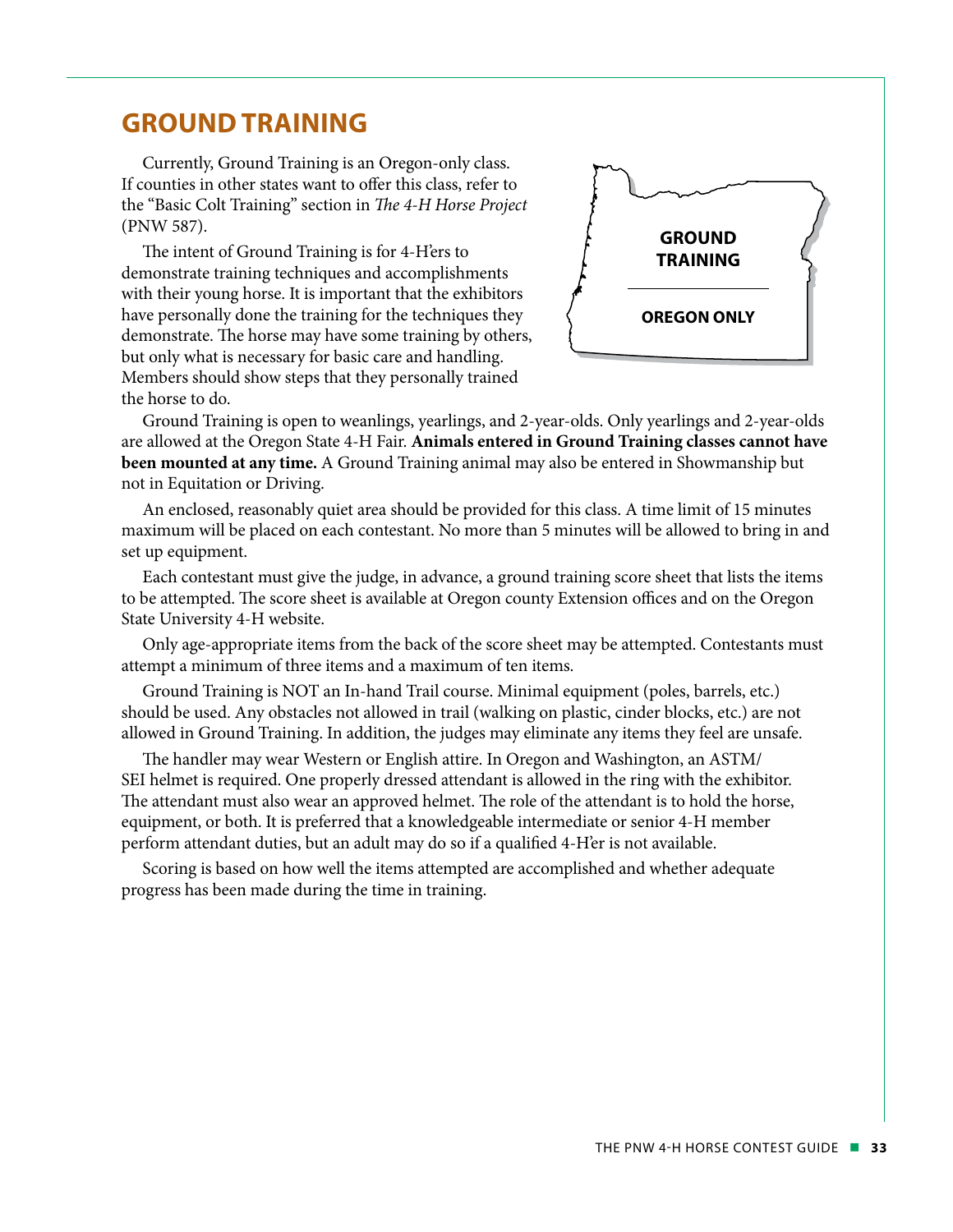## GROUND TRAINING

Currently, Ground Training is an Oregon-only class. If counties in other states want to offer this class, refer to the "Basic Colt Training" section in *The 4-H Horse Project* (PNW 587).

**GROUND TRAINING**

**OREGON ONLY**

The intent of Ground Training is for 4-H'ers to demonstrate training techniques and accomplishments with their young horse. It is important that the exhibitors have personally done the training for the techniques they demonstrate. The horse may have some training by others, but only what is necessary for basic care and handling. Members should show steps that they personally trained the horse to do.

Ground Training is open to weanlings, yearlings, and 2-year-olds. Only yearlings and 2-year-olds are allowed at the Oregon State 4-H Fair. **Animals entered in Ground Training classes cannot have been mounted at any time.** A Ground Training animal may also be entered in Showmanship but not in Equitation or Driving.

An enclosed, reasonably quiet area should be provided for this class. A time limit of 15 minutes maximum will be placed on each contestant. No more than 5 minutes will be allowed to bring in and set up equipment.

Each contestant must give the judge, in advance, a ground training score sheet that lists the items to be attempted. The score sheet is available at Oregon county Extension offices and on the Oregon State University 4-H website.

Only age-appropriate items from the back of the score sheet may be attempted. Contestants must attempt a minimum of three items and a maximum of ten items.

Ground Training is NOT an In-hand Trail course. Minimal equipment (poles, barrels, etc.) should be used. Any obstacles not allowed in trail (walking on plastic, cinder blocks, etc.) are not allowed in Ground Training. In addition, the judges may eliminate any items they feel are unsafe.

The handler may wear Western or English attire. In Oregon and Washington, an ASTM/SEI helmet is required. One properly dressed attendant is allowed in the ring with the exhibitor. The attendant must also wear an approved helmet. The role of the attendant is to hold the horse, equipment, or both. It is preferred that a knowledgeable intermediate or senior 4-H member perform attendant duties, but an adult may do so if a qualified 4-H'er is not available.

Scoring is based on how well the items attempted are accomplished and whether adequate progress has been made during the time in training.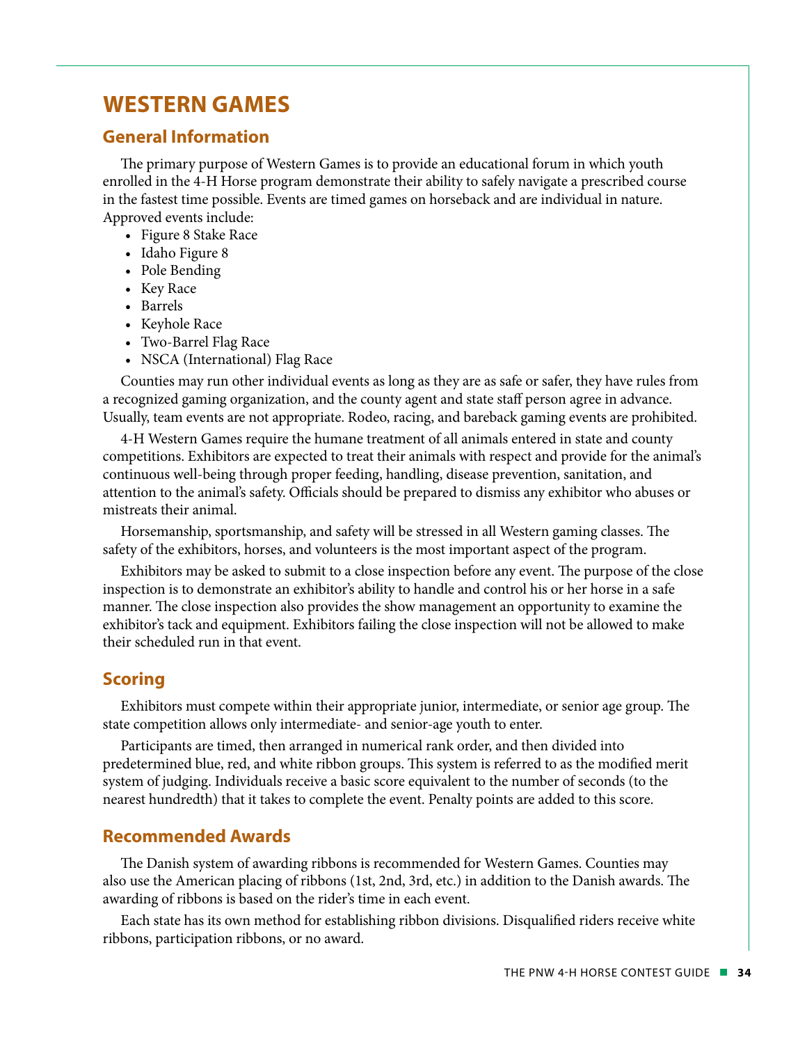# WESTERN GAMES

## General Information

The primary purpose of Western Games is to provide an educational forum in which youth enrolled in the 4-H Horse program demonstrate their ability to safely navigate a prescribed course in the fastest time possible. Events are timed games on horseback and are individual in nature. Approved events include:

- Figure 8 Stake Race
- Idaho Figure 8
- Pole Bending
- Key Race
- Barrels
- Keyhole Race
- Two-Barrel Flag Race
- NSCA (International) Flag Race

Counties may run other individual events as long as they are as safe or safer, they have rules from a recognized gaming organization, and the county agent and state staff person agree in advance. Usually, team events are not appropriate. Rodeo, racing, and bareback gaming events are prohibited.

4-H Western Games require the humane treatment of all animals entered in state and county competitions. Exhibitors are expected to treat their animals with respect and provide for the animal's continuous well-being through proper feeding, handling, disease prevention, sanitation, and attention to the animal's safety. Officials should be prepared to dismiss any exhibitor who abuses or mistreats their animal.

Horsemanship, sportsmanship, and safety will be stressed in all Western gaming classes. The safety of the exhibitors, horses, and volunteers is the most important aspect of the program.

Exhibitors may be asked to submit to a close inspection before any event. The purpose of the close inspection is to demonstrate an exhibitor's ability to handle and control his or her horse in a safe manner. The close inspection also provides the show management an opportunity to examine the exhibitor's tack and equipment. Exhibitors failing the close inspection will not be allowed to make their scheduled run in that event.

## Scoring

Exhibitors must compete within their appropriate junior, intermediate, or senior age group. The state competition allows only intermediate- and senior-age youth to enter.

Participants are timed, then arranged in numerical rank order, and then divided into predetermined blue, red, and white ribbon groups. This system is referred to as the modified merit system of judging. Individuals receive a basic score equivalent to the number of seconds (to the nearest hundredth) that it takes to complete the event. Penalty points are added to this score.

## Recommended Awards

The Danish system of awarding ribbons is recommended for Western Games. Counties may also use the American placing of ribbons (1st, 2nd, 3rd, etc.) in addition to the Danish awards. The awarding of ribbons is based on the rider's time in each event.

Each state has its own method for establishing ribbon divisions. Disqualified riders receive white ribbons, participation ribbons, or no award.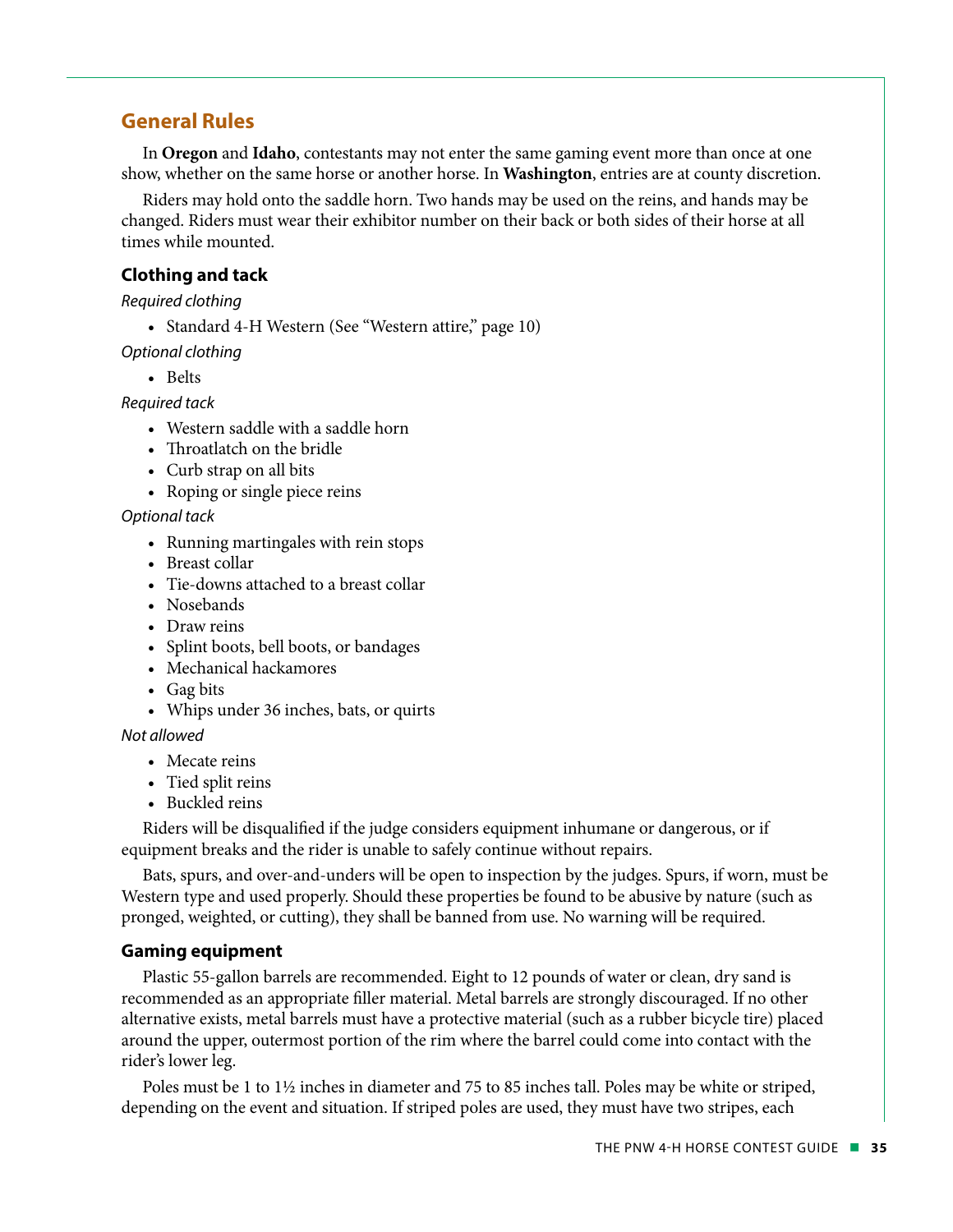## General Rules

In **Oregon** and **Idaho**, contestants may not enter the same gaming event more than once at one show, whether on the same horse or another horse. In **Washington**, entries are at county discretion.

Riders may hold onto the saddle horn. Two hands may be used on the reins, and hands may be changed. Riders must wear their exhibitor number on their back or both sides of their horse at all times while mounted.

### Clothing and tack

*Required clothing*

- Standard 4-H Western (See "Western attire," page 10)

*Optional clothing*

- Belts

*Required tack*

- Western saddle with a saddle horn
- Throatlatch on the bridle
- Curb strap on all bits
- Roping or single piece reins

*Optional tack*

- Running martingales with rein stops
- Breast collar
- Tie-downs attached to a breast collar
- Nosebands
- Draw reins
- Splint boots, bell boots, or bandages
- Mechanical hackamores
- Gag bits
- Whips under 36 inches, bats, or quirts

*Not allowed*

- Mecate reins
- Tied split reins
- Buckled reins

Riders will be disqualified if the judge considers equipment inhumane or dangerous, or if equipment breaks and the rider is unable to safely continue without repairs.

Bats, spurs, and over-and-unders will be open to inspection by the judges. Spurs, if worn, must be Western type and used properly. Should these properties be found to be abusive by nature (such as pronged, weighted, or cutting), they shall be banned from use. No warning will be required.

### Gaming equipment

Plastic 55-gallon barrels are recommended. Eight to 12 pounds of water or clean, dry sand is recommended as an appropriate filler material. Metal barrels are strongly discouraged. If no other alternative exists, metal barrels must have a protective material (such as a rubber bicycle tire) placed around the upper, outermost portion of the rim where the barrel could come into contact with the rider's lower leg.

Poles must be 1 to 1½ inches in diameter and 75 to 85 inches tall. Poles may be white or striped, depending on the event and situation. If striped poles are used, they must have two stripes, each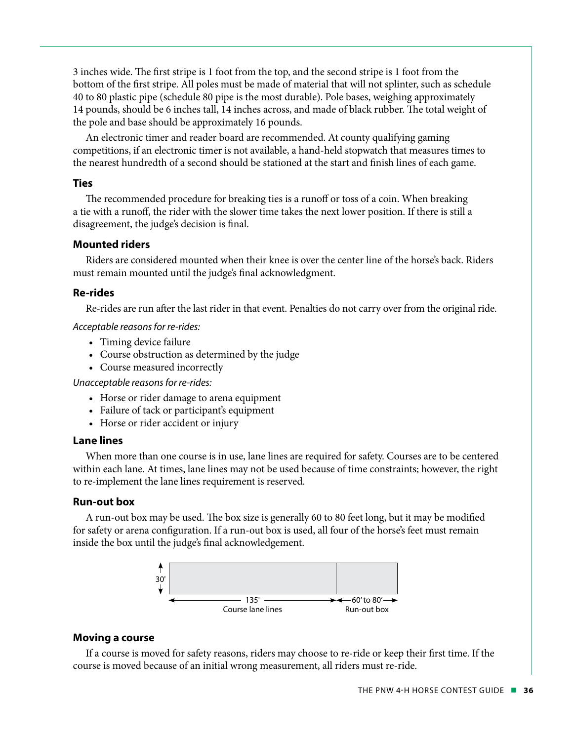3 inches wide. The first stripe is 1 foot from the top, and the second stripe is 1 foot from the bottom of the first stripe. All poles must be made of material that will not splinter, such as schedule 40 to 80 plastic pipe (schedule 80 pipe is the most durable). Pole bases, weighing approximately 14 pounds, should be 6 inches tall, 14 inches across, and made of black rubber. The total weight of the pole and base should be approximately 16 pounds.

An electronic timer and reader board are recommended. At county qualifying gaming competitions, if an electronic timer is not available, a hand-held stopwatch that measures times to the nearest hundredth of a second should be stationed at the start and finish lines of each game.

### Ties

The recommended procedure for breaking ties is a runoff or toss of a coin. When breaking a tie with a runoff, the rider with the slower time takes the next lower position. If there is still a disagreement, the judge's decision is final.

### Mounted riders

Riders are considered mounted when their knee is over the center line of the horse's back. Riders must remain mounted until the judge's final acknowledgment.

### Re-rides

Re-rides are run after the last rider in that event. Penalties do not carry over from the original ride.

*Acceptable reasons for re-rides:*

- Timing device failure
- Course obstruction as determined by the judge
- Course measured incorrectly

*Unacceptable reasons for re-rides:*

- Horse or rider damage to arena equipment
- Failure of tack or participant's equipment
- Horse or rider accident or injury

### Lane lines

When more than one course is in use, lane lines are required for safety. Courses are to be centered within each lane. At times, lane lines may not be used because of time constraints; however, the right to re-implement the lane lines requirement is reserved.

### Run-out box

A run-out box may be used. The box size is generally 60 to 80 feet long, but it may be modified for safety or arena configuration. If a run-out box is used, all four of the horse's feet must remain inside the box until the judge's final acknowledgement.

30'

135' Course lane lines

60' to 80' Run-out box

### Moving a course

If a course is moved for safety reasons, riders may choose to re-ride or keep their first time. If the course is moved because of an initial wrong measurement, all riders must re-ride.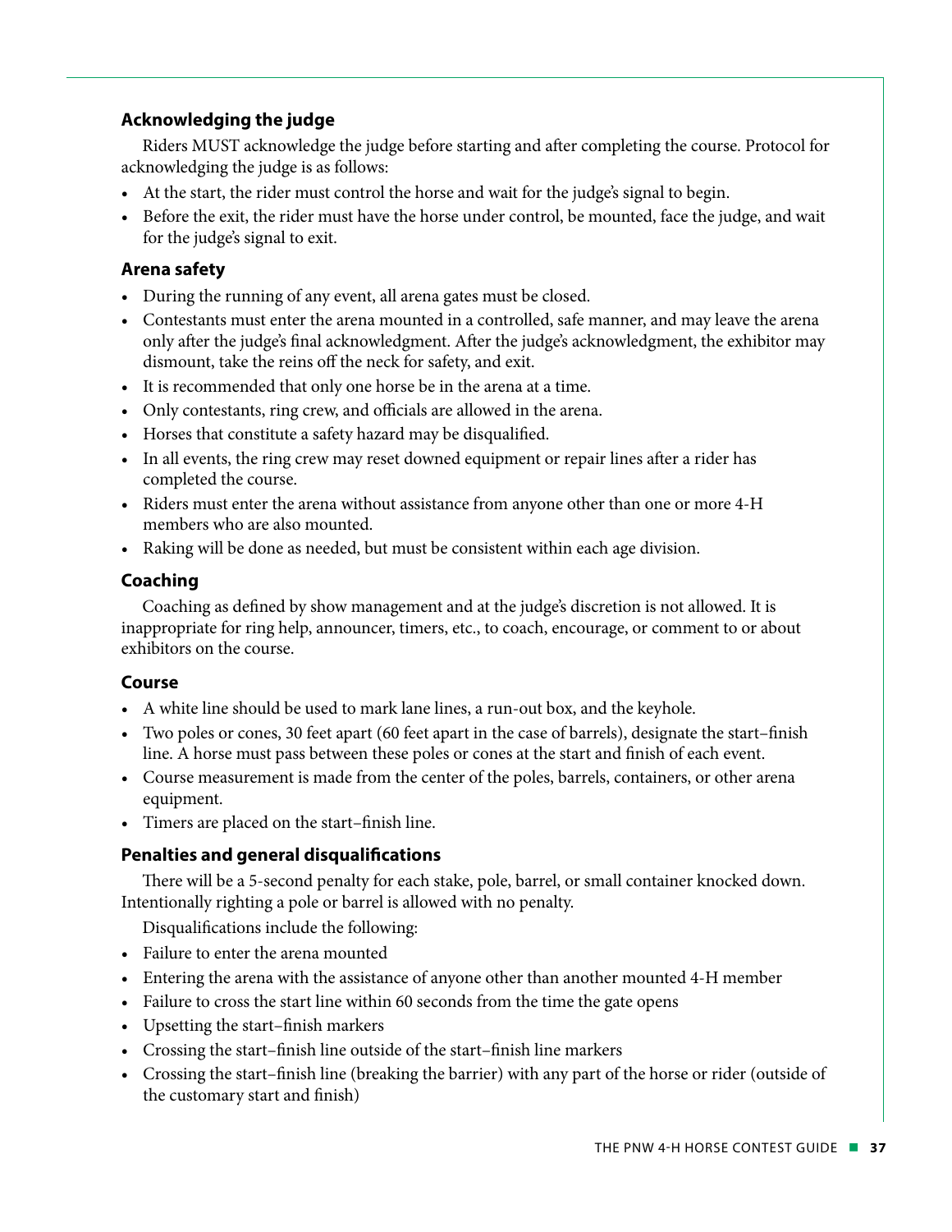### Acknowledging the judge

Riders MUST acknowledge the judge before starting and after completing the course. Protocol for acknowledging the judge is as follows:

- At the start, the rider must control the horse and wait for the judge's signal to begin.
- Before the exit, the rider must have the horse under control, be mounted, face the judge, and wait for the judge's signal to exit.

### Arena safety

- During the running of any event, all arena gates must be closed.
- Contestants must enter the arena mounted in a controlled, safe manner, and may leave the arena only after the judge's final acknowledgment. After the judge's acknowledgment, the exhibitor may dismount, take the reins off the neck for safety, and exit.
- It is recommended that only one horse be in the arena at a time.
- Only contestants, ring crew, and officials are allowed in the arena.
- Horses that constitute a safety hazard may be disqualified.
- In all events, the ring crew may reset downed equipment or repair lines after a rider has completed the course.
- Riders must enter the arena without assistance from anyone other than one or more 4-H members who are also mounted.
- Raking will be done as needed, but must be consistent within each age division.

### Coaching

Coaching as defined by show management and at the judge's discretion is not allowed. It is inappropriate for ring help, announcer, timers, etc., to coach, encourage, or comment to or about exhibitors on the course.

### Course

- A white line should be used to mark lane lines, a run-out box, and the keyhole.
- Two poles or cones, 30 feet apart (60 feet apart in the case of barrels), designate the start–finish line. A horse must pass between these poles or cones at the start and finish of each event.
- Course measurement is made from the center of the poles, barrels, containers, or other arena equipment.
- Timers are placed on the start–finish line.

### Penalties and general disqualifications

There will be a 5-second penalty for each stake, pole, barrel, or small container knocked down. Intentionally righting a pole or barrel is allowed with no penalty.

Disqualifications include the following:

- Failure to enter the arena mounted
- Entering the arena with the assistance of anyone other than another mounted 4-H member
- Failure to cross the start line within 60 seconds from the time the gate opens
- Upsetting the start–finish markers
- Crossing the start–finish line outside of the start–finish line markers
- Crossing the start–finish line (breaking the barrier) with any part of the horse or rider (outside of the customary start and finish)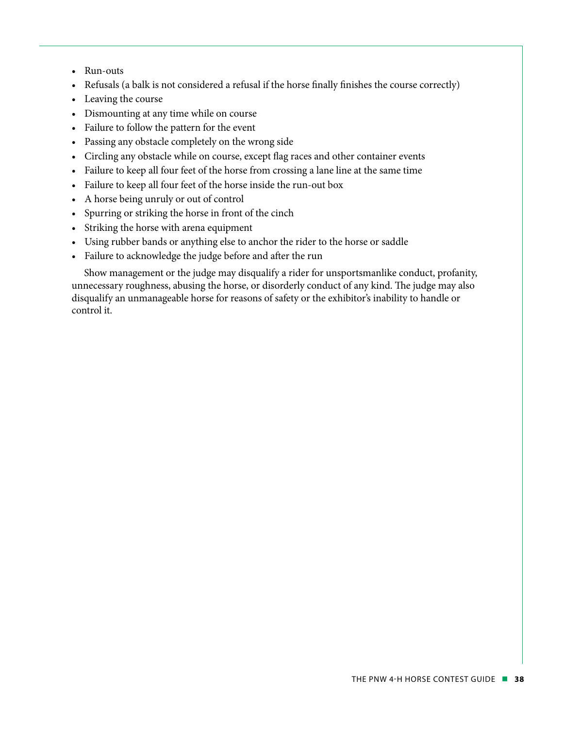- Run-outs
- Refusals (a balk is not considered a refusal if the horse finally finishes the course correctly)
- Leaving the course
- Dismounting at any time while on course
- Failure to follow the pattern for the event
- Passing any obstacle completely on the wrong side
- Circling any obstacle while on course, except flag races and other container events
- Failure to keep all four feet of the horse from crossing a lane line at the same time
- Failure to keep all four feet of the horse inside the run-out box
- A horse being unruly or out of control
- Spurring or striking the horse in front of the cinch
- Striking the horse with arena equipment
- Using rubber bands or anything else to anchor the rider to the horse or saddle
- Failure to acknowledge the judge before and after the run

Show management or the judge may disqualify a rider for unsportsmanlike conduct, profanity, unnecessary roughness, abusing the horse, or disorderly conduct of any kind. The judge may also disqualify an unmanageable horse for reasons of safety or the exhibitor's inability to handle or control it.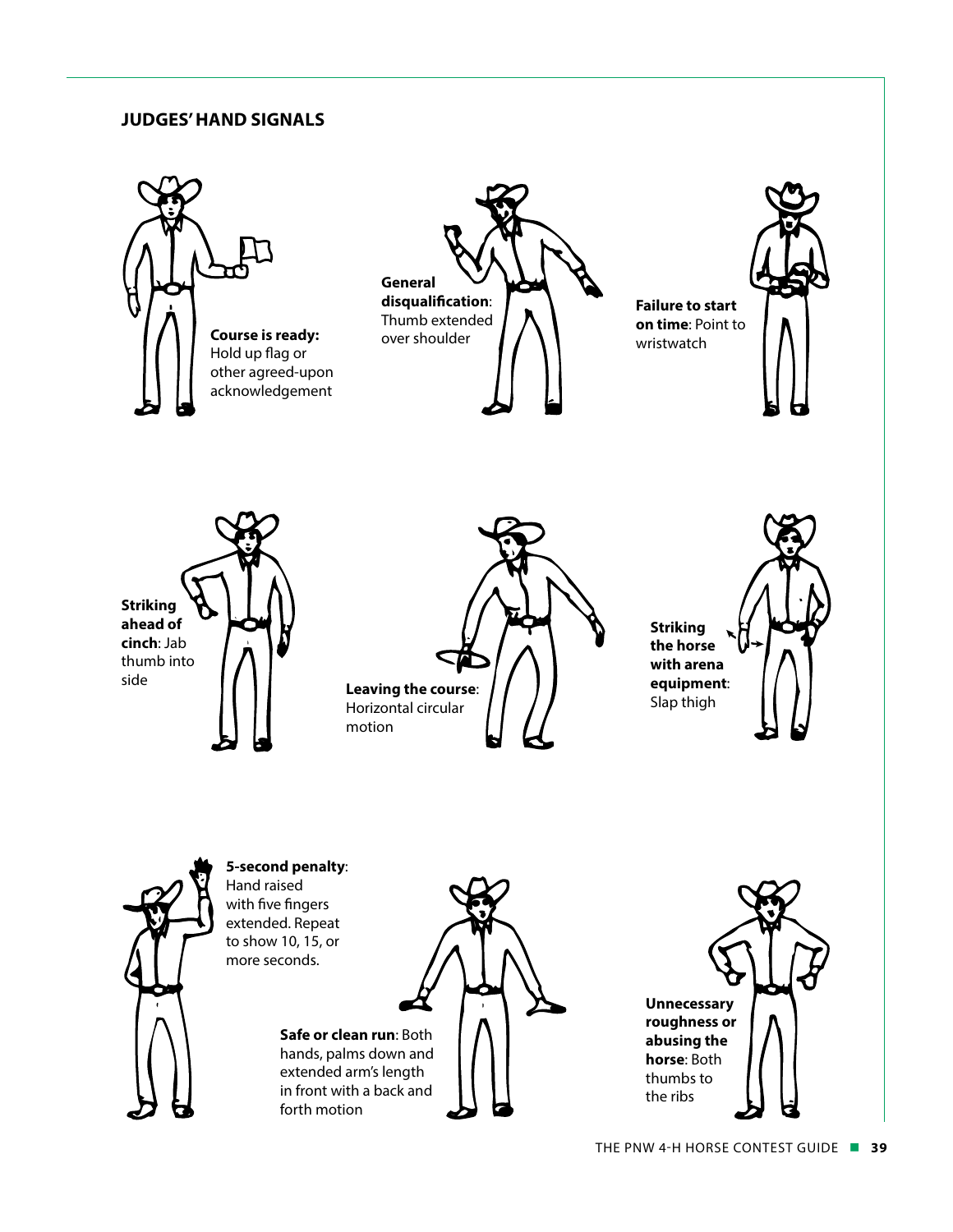## JUDGES' HAND SIGNALS

**Course is ready:** Hold up flag or other agreed-upon acknowledgement

**General disqualification**: Thumb extended over shoulder

**Failure to start on time**: Point to wristwatch

**Striking ahead of cinch**: Jab thumb into side

**Leaving the course**: Horizontal circular motion

**Striking the horse with arena equipment**: Slap thigh

**5-second penalty**: Hand raised with five fingers extended. Repeat to show 10, 15, or more seconds.

**Safe or clean run**: Both hands, palms down and extended arm's length in front with a back and forth motion

**Unnecessary roughness or abusing the horse**: Both thumbs to the ribs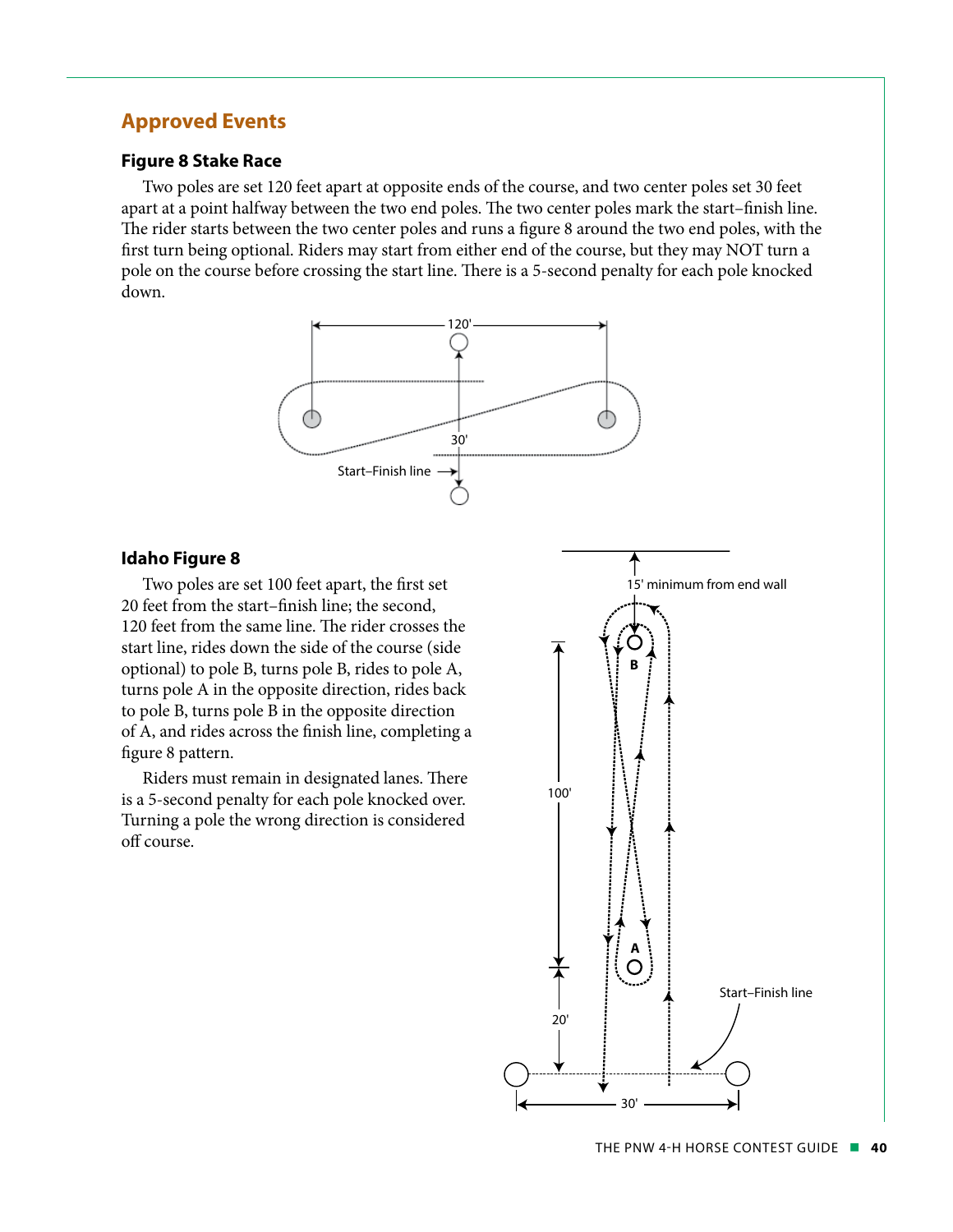## Approved Events

### Figure 8 Stake Race

Two poles are set 120 feet apart at opposite ends of the course, and two center poles set 30 feet apart at a point halfway between the two end poles. The two center poles mark the start–finish line. The rider starts between the two center poles and runs a figure 8 around the two end poles, with the first turn being optional. Riders may start from either end of the course, but they may NOT turn a pole on the course before crossing the start line. There is a 5-second penalty for each pole knocked down.

### Idaho Figure 8

Two poles are set 100 feet apart, the first set 20 feet from the start–finish line; the second, 120 feet from the same line. The rider crosses the start line, rides down the side of the course (side optional) to pole B, turns pole B, rides to pole A, turns pole A in the opposite direction, rides back to pole B, turns pole B in the opposite direction of A, and rides across the finish line, completing a figure 8 pattern.

Riders must remain in designated lanes. There is a 5-second penalty for each pole knocked over. Turning a pole the wrong direction is considered off course.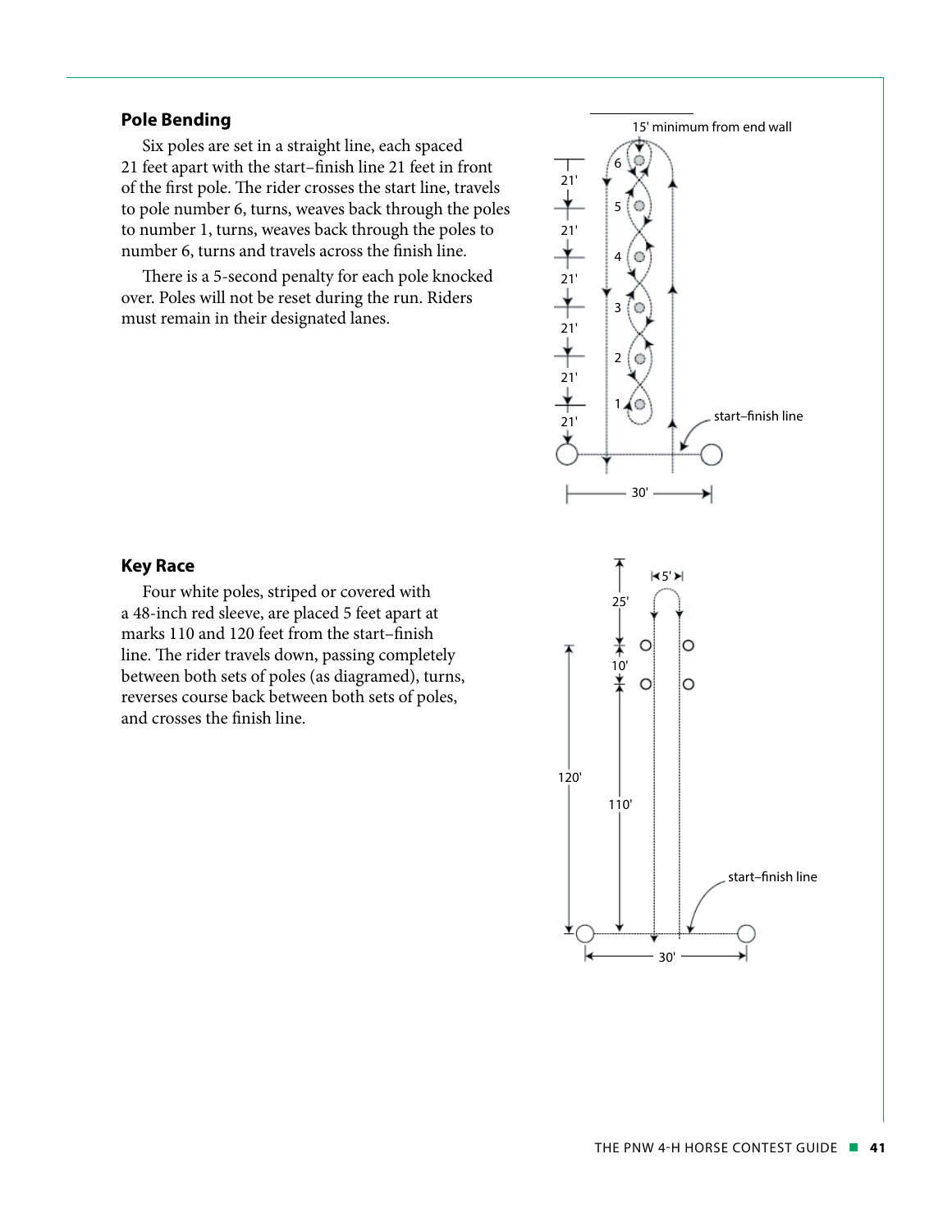## Pole Bending

Six poles are set in a straight line, each spaced 21 feet apart with the start–finish line 21 feet in front of the first pole. The rider crosses the start line, travels to pole number 6, turns, weaves back through the poles to number 1, turns, weaves back through the poles to number 6, turns and travels across the finish line.

There is a 5-second penalty for each pole knocked over. Poles will not be reset during the run. Riders must remain in their designated lanes.

## Key Race

Four white poles, striped or covered with a 48-inch red sleeve, are placed 5 feet apart at marks 110 and 120 feet from the start–finish line. The rider travels down, passing completely between both sets of poles (as diagramed), turns, reverses course back between both sets of poles, and crosses the finish line.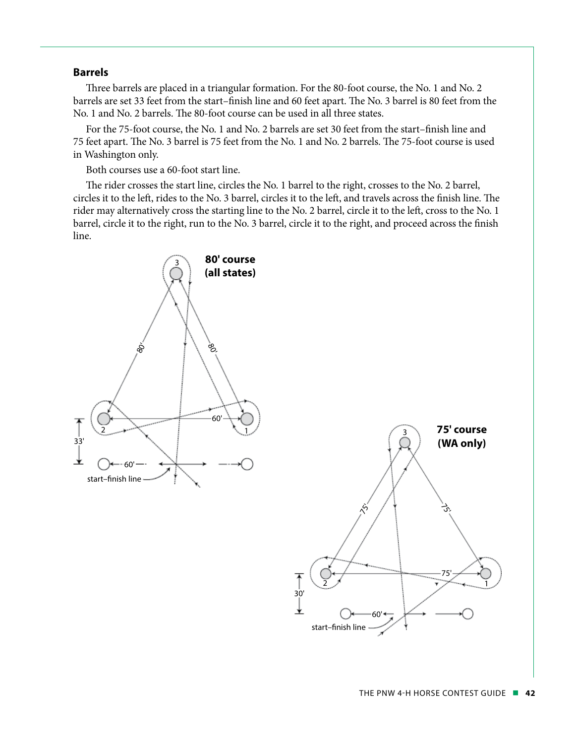### Barrels

Three barrels are placed in a triangular formation. For the 80-foot course, the No. 1 and No. 2 barrels are set 33 feet from the start–finish line and 60 feet apart. The No. 3 barrel is 80 feet from the No. 1 and No. 2 barrels. The 80-foot course can be used in all three states.

For the 75-foot course, the No. 1 and No. 2 barrels are set 30 feet from the start–finish line and 75 feet apart. The No. 3 barrel is 75 feet from the No. 1 and No. 2 barrels. The 75-foot course is used in Washington only.

Both courses use a 60-foot start line.

The rider crosses the start line, circles the No. 1 barrel to the right, crosses to the No. 2 barrel, circles it to the left, rides to the No. 3 barrel, circles it to the left, and travels across the finish line. The rider may alternatively cross the starting line to the No. 2 barrel, circle it to the left, cross to the No. 1 barrel, circle it to the right, run to the No. 3 barrel, circle it to the right, and proceed across the finish line.

**80' course (all states)**

3, 80', 80', 2, 60', 1, 33', 60', start–finish line

**75' course (WA only)**

3, 75', 75', 2, 75', 1, 30', 60', start–finish line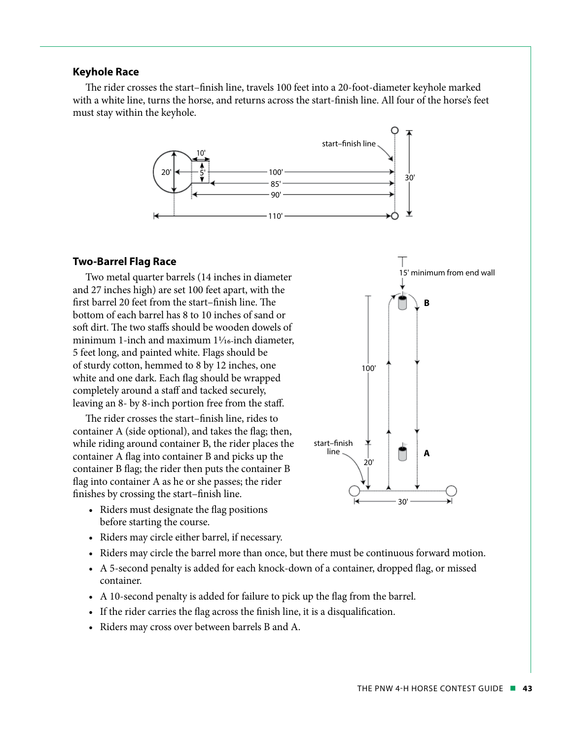### Keyhole Race

The rider crosses the start–finish line, travels 100 feet into a 20-foot-diameter keyhole marked with a white line, turns the horse, and returns across the start-finish line. All four of the horse's feet must stay within the keyhole.

### Two-Barrel Flag Race

Two metal quarter barrels (14 inches in diameter and 27 inches high) are set 100 feet apart, with the first barrel 20 feet from the start–finish line. The bottom of each barrel has 8 to 10 inches of sand or soft dirt. The two staffs should be wooden dowels of minimum 1-inch and maximum 1¹⁄₁₆-inch diameter, 5 feet long, and painted white. Flags should be of sturdy cotton, hemmed to 8 by 12 inches, one white and one dark. Each flag should be wrapped completely around a staff and tacked securely, leaving an 8- by 8-inch portion free from the staff.

The rider crosses the start–finish line, rides to container A (side optional), and takes the flag; then, while riding around container B, the rider places the container A flag into container B and picks up the container B flag; the rider then puts the container B flag into container A as he or she passes; the rider finishes by crossing the start–finish line.

- Riders must designate the flag positions before starting the course.
- Riders may circle either barrel, if necessary.
- Riders may circle the barrel more than once, but there must be continuous forward motion.
- A 5-second penalty is added for each knock-down of a container, dropped flag, or missed container.
- A 10-second penalty is added for failure to pick up the flag from the barrel.
- If the rider carries the flag across the finish line, it is a disqualification.
- Riders may cross over between barrels B and A.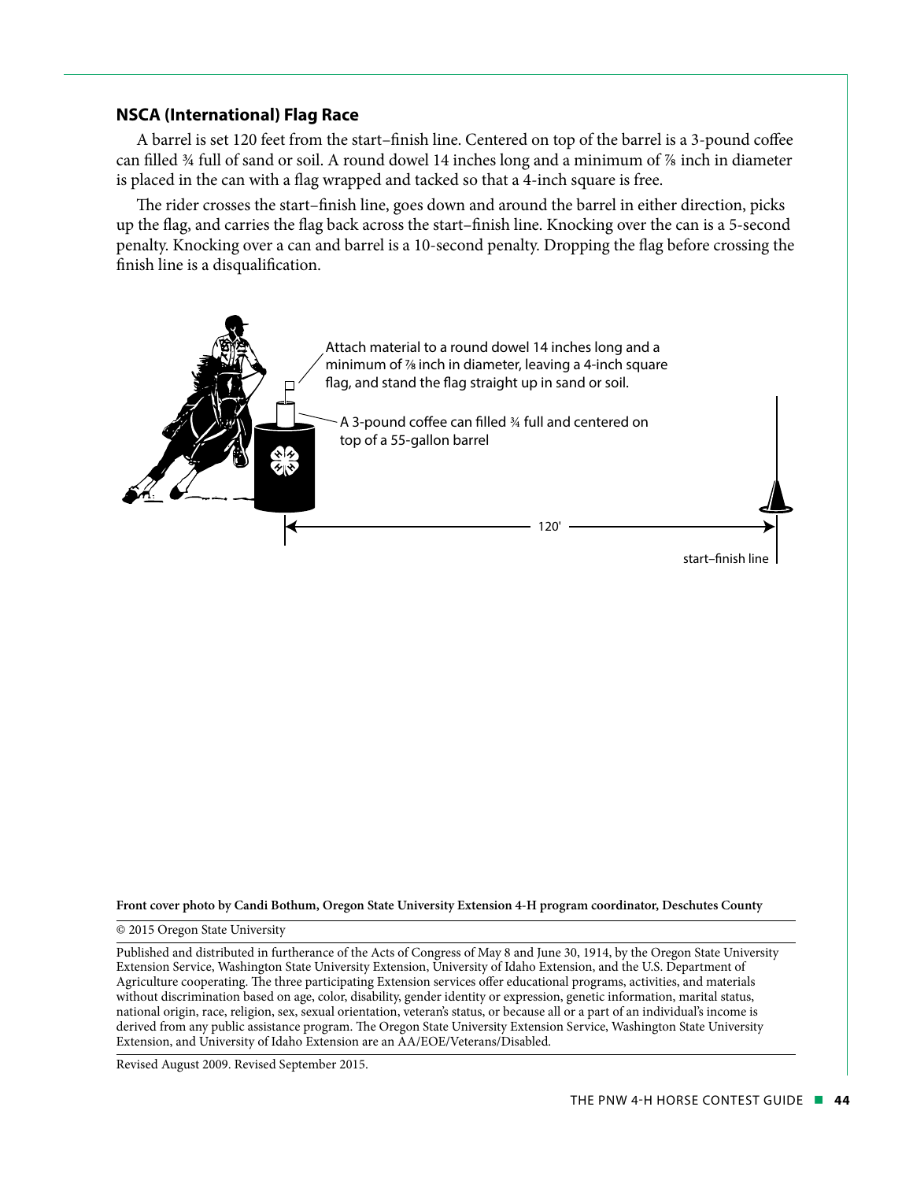### NSCA (International) Flag Race

A barrel is set 120 feet from the start–finish line. Centered on top of the barrel is a 3-pound coffee can filled ¾ full of sand or soil. A round dowel 14 inches long and a minimum of ⅞ inch in diameter is placed in the can with a flag wrapped and tacked so that a 4-inch square is free.

The rider crosses the start–finish line, goes down and around the barrel in either direction, picks up the flag, and carries the flag back across the start–finish line. Knocking over the can is a 5-second penalty. Knocking over a can and barrel is a 10-second penalty. Dropping the flag before crossing the finish line is a disqualification.

Attach material to a round dowel 14 inches long and a minimum of ⅞ inch in diameter, leaving a 4-inch square flag, and stand the flag straight up in sand or soil.

A 3-pound coffee can filled ¾ full and centered on top of a 55-gallon barrel

120'

start–finish line

**Front cover photo by Candi Bothum, Oregon State University Extension 4-H program coordinator, Deschutes County**

© 2015 Oregon State University

Published and distributed in furtherance of the Acts of Congress of May 8 and June 30, 1914, by the Oregon State University Extension Service, Washington State University Extension, University of Idaho Extension, and the U.S. Department of Agriculture cooperating. The three participating Extension services offer educational programs, activities, and materials without discrimination based on age, color, disability, gender identity or expression, genetic information, marital status, national origin, race, religion, sex, sexual orientation, veteran's status, or because all or a part of an individual's income is derived from any public assistance program. The Oregon State University Extension Service, Washington State University Extension, and University of Idaho Extension are an AA/EOE/Veterans/Disabled.

Revised August 2009. Revised September 2015.